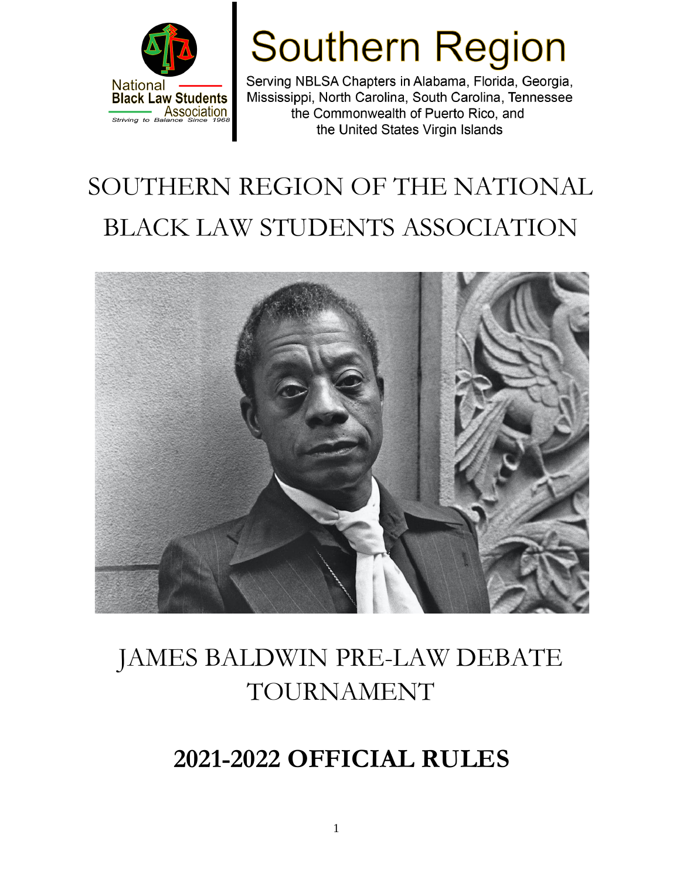National Black Law Students Association

Striving to Balance Since 1968

# Southern Region

Serving NBLSA Chapters in Alabama, Florida, Georgia, Mississippi, North Carolina, South Carolina, Tennessee the Commonwealth of Puerto Rico, and the United States Virgin Islands

# SOUTHERN REGION OF THE NATIONAL BLACK LAW STUDENTS ASSOCIATION

# JAMES BALDWIN PRE-LAW DEBATE TOURNAMENT

# **2021-2022 OFFICIAL RULES**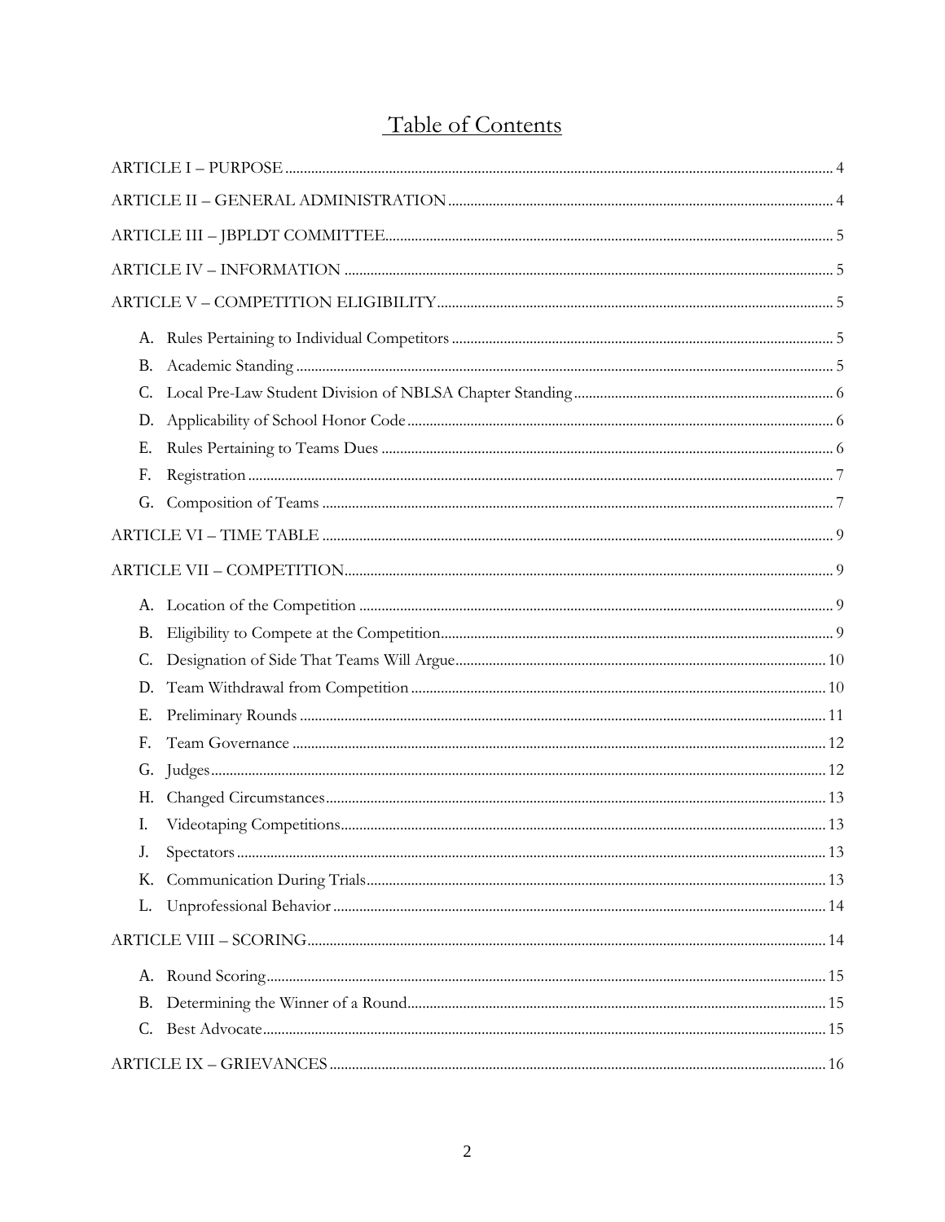# Table of Contents

ARTICLE I – PURPOSE ..... 4

ARTICLE II – GENERAL ADMINISTRATION ..... 4

ARTICLE III – JBPLDT COMMITTEE ..... 5

ARTICLE IV – INFORMATION ..... 5

ARTICLE V – COMPETITION ELIGIBILITY ..... 5

A. Rules Pertaining to Individual Competitors ..... 5
B. Academic Standing ..... 5
C. Local Pre-Law Student Division of NBLSA Chapter Standing ..... 6
D. Applicability of School Honor Code ..... 6
E. Rules Pertaining to Teams Dues ..... 6
F. Registration ..... 7
G. Composition of Teams ..... 7

ARTICLE VI – TIME TABLE ..... 9

ARTICLE VII – COMPETITION ..... 9

A. Location of the Competition ..... 9
B. Eligibility to Compete at the Competition ..... 9
C. Designation of Side That Teams Will Argue ..... 10
D. Team Withdrawal from Competition ..... 10
E. Preliminary Rounds ..... 11
F. Team Governance ..... 12
G. Judges ..... 12
H. Changed Circumstances ..... 13
I. Videotaping Competitions ..... 13
J. Spectators ..... 13
K. Communication During Trials ..... 13
L. Unprofessional Behavior ..... 14

ARTICLE VIII – SCORING ..... 14

A. Round Scoring ..... 15
B. Determining the Winner of a Round ..... 15
C. Best Advocate ..... 15

ARTICLE IX – GRIEVANCES ..... 16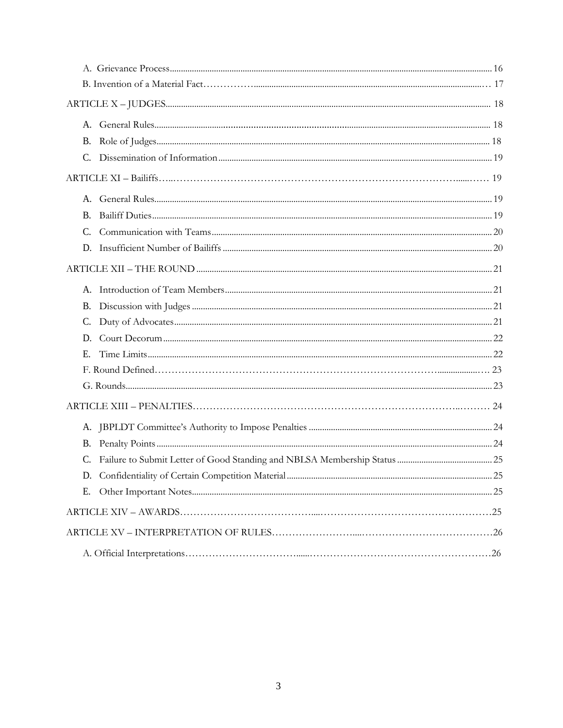A. Grievance Process ........ 16

B. Invention of a Material Fact ........ 17

ARTICLE X – JUDGES ........ 18

A. General Rules ........ 18

B. Role of Judges ........ 18

C. Dissemination of Information ........ 19

ARTICLE XI – Bailiffs ........ 19

A. General Rules ........ 19

B. Bailiff Duties ........ 19

C. Communication with Teams ........ 20

D. Insufficient Number of Bailiffs ........ 20

ARTICLE XII – THE ROUND ........ 21

A. Introduction of Team Members ........ 21

B. Discussion with Judges ........ 21

C. Duty of Advocates ........ 21

D. Court Decorum ........ 22

E. Time Limits ........ 22

F. Round Defined ........ 23

G. Rounds ........ 23

ARTICLE XIII – PENALTIES ........ 24

A. JBPLDT Committee's Authority to Impose Penalties ........ 24

B. Penalty Points ........ 24

C. Failure to Submit Letter of Good Standing and NBLSA Membership Status ........ 25

D. Confidentiality of Certain Competition Material ........ 25

E. Other Important Notes ........ 25

ARTICLE XIV – AWARDS ........ 25

ARTICLE XV – INTERPRETATION OF RULES ........ 26

A. Official Interpretations ........ 26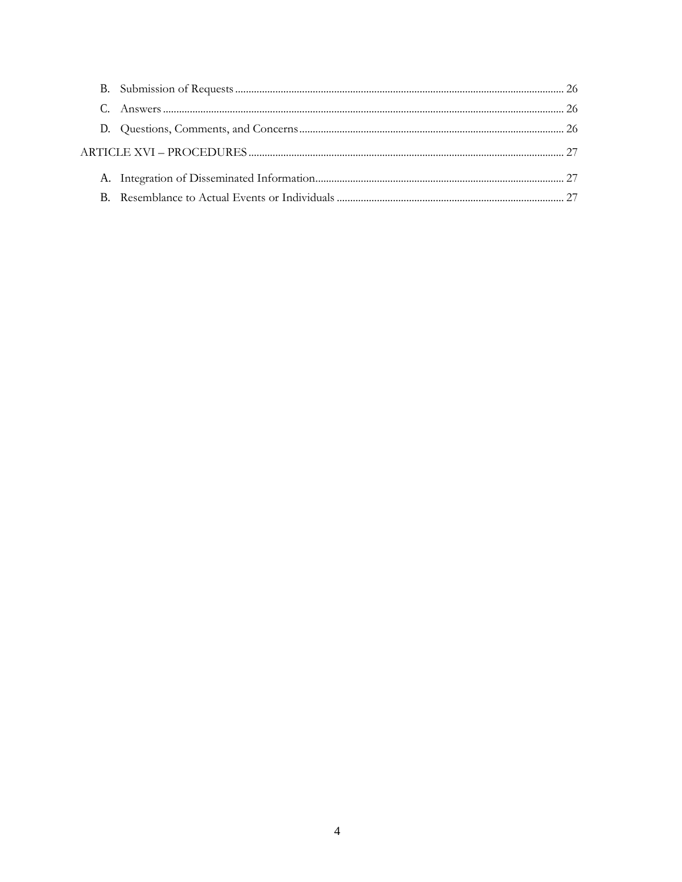B. Submission of Requests ........................................................................................................................ 26

C. Answers .................................................................................................................................................. 26

D. Questions, Comments, and Concerns ................................................................................................ 26

ARTICLE XVI – PROCEDURES ..................................................................................................................... 27

A. Integration of Disseminated Information ........................................................................................... 27

B. Resemblance to Actual Events or Individuals .................................................................................... 27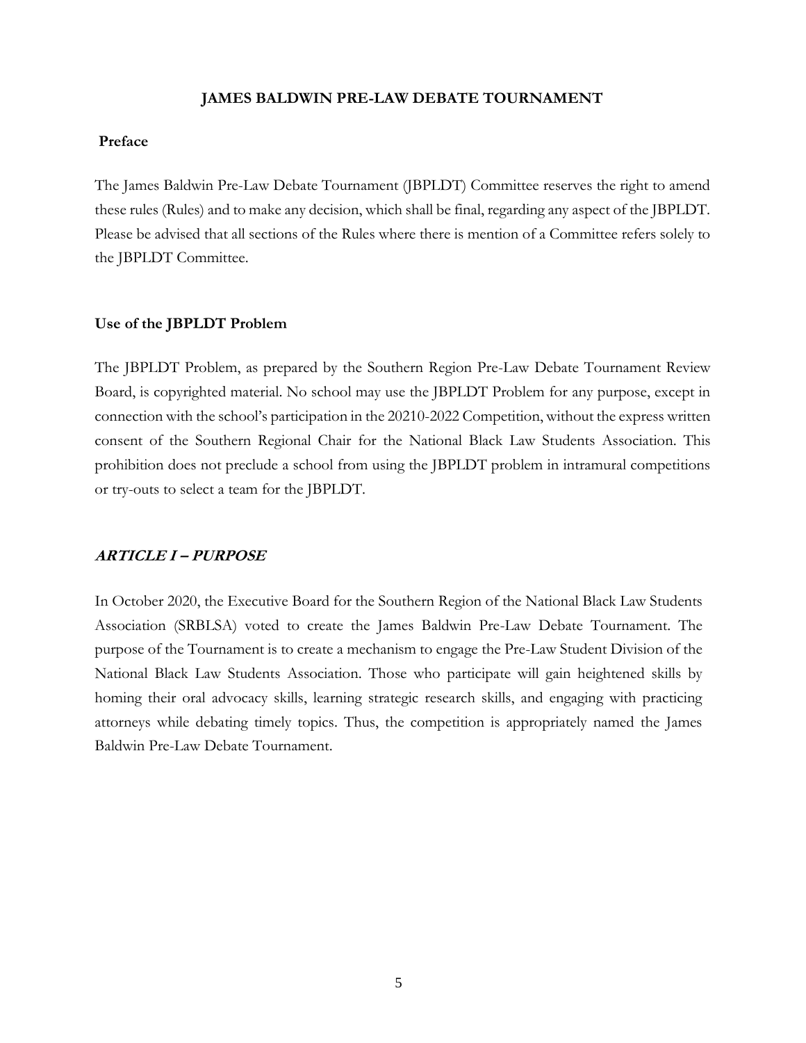# JAMES BALDWIN PRE-LAW DEBATE TOURNAMENT

## Preface

The James Baldwin Pre-Law Debate Tournament (JBPLDT) Committee reserves the right to amend these rules (Rules) and to make any decision, which shall be final, regarding any aspect of the JBPLDT. Please be advised that all sections of the Rules where there is mention of a Committee refers solely to the JBPLDT Committee.

## Use of the JBPLDT Problem

The JBPLDT Problem, as prepared by the Southern Region Pre-Law Debate Tournament Review Board, is copyrighted material. No school may use the JBPLDT Problem for any purpose, except in connection with the school's participation in the 20210-2022 Competition, without the express written consent of the Southern Regional Chair for the National Black Law Students Association. This prohibition does not preclude a school from using the JBPLDT problem in intramural competitions or try-outs to select a team for the JBPLDT.

## ***ARTICLE I – PURPOSE***

In October 2020, the Executive Board for the Southern Region of the National Black Law Students Association (SRBLSA) voted to create the James Baldwin Pre-Law Debate Tournament. The purpose of the Tournament is to create a mechanism to engage the Pre-Law Student Division of the National Black Law Students Association. Those who participate will gain heightened skills by homing their oral advocacy skills, learning strategic research skills, and engaging with practicing attorneys while debating timely topics. Thus, the competition is appropriately named the James Baldwin Pre-Law Debate Tournament.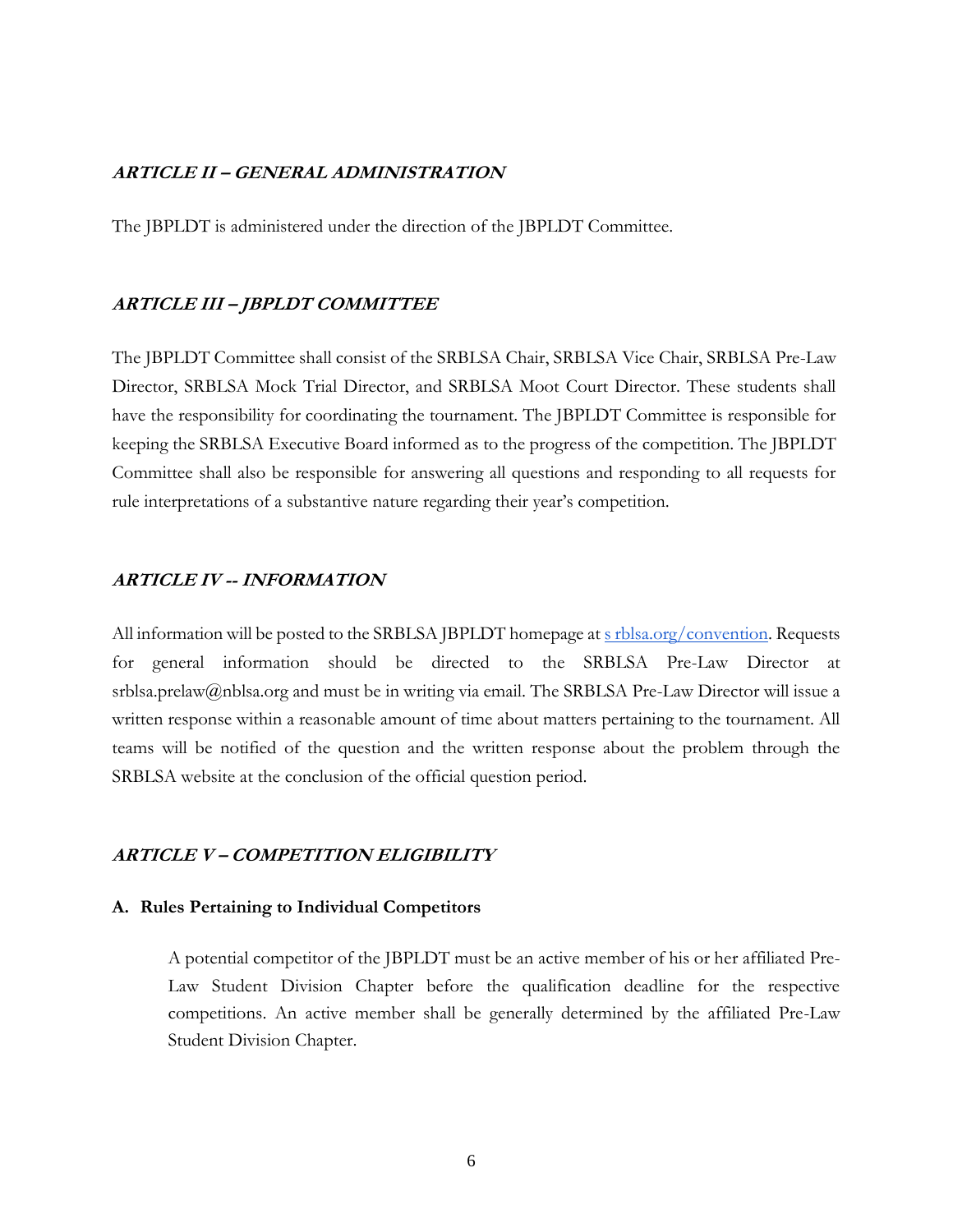## *ARTICLE II – GENERAL ADMINISTRATION*

The JBPLDT is administered under the direction of the JBPLDT Committee.

## *ARTICLE III – JBPLDT COMMITTEE*

The JBPLDT Committee shall consist of the SRBLSA Chair, SRBLSA Vice Chair, SRBLSA Pre-Law Director, SRBLSA Mock Trial Director, and SRBLSA Moot Court Director. These students shall have the responsibility for coordinating the tournament. The JBPLDT Committee is responsible for keeping the SRBLSA Executive Board informed as to the progress of the competition. The JBPLDT Committee shall also be responsible for answering all questions and responding to all requests for rule interpretations of a substantive nature regarding their year's competition.

## *ARTICLE IV -- INFORMATION*

All information will be posted to the SRBLSA JBPLDT homepage at s rblsa.org/convention. Requests for general information should be directed to the SRBLSA Pre-Law Director at srblsa.prelaw@nblsa.org and must be in writing via email. The SRBLSA Pre-Law Director will issue a written response within a reasonable amount of time about matters pertaining to the tournament. All teams will be notified of the question and the written response about the problem through the SRBLSA website at the conclusion of the official question period.

## *ARTICLE V – COMPETITION ELIGIBILITY*

### A. Rules Pertaining to Individual Competitors

A potential competitor of the JBPLDT must be an active member of his or her affiliated Pre-Law Student Division Chapter before the qualification deadline for the respective competitions. An active member shall be generally determined by the affiliated Pre-Law Student Division Chapter.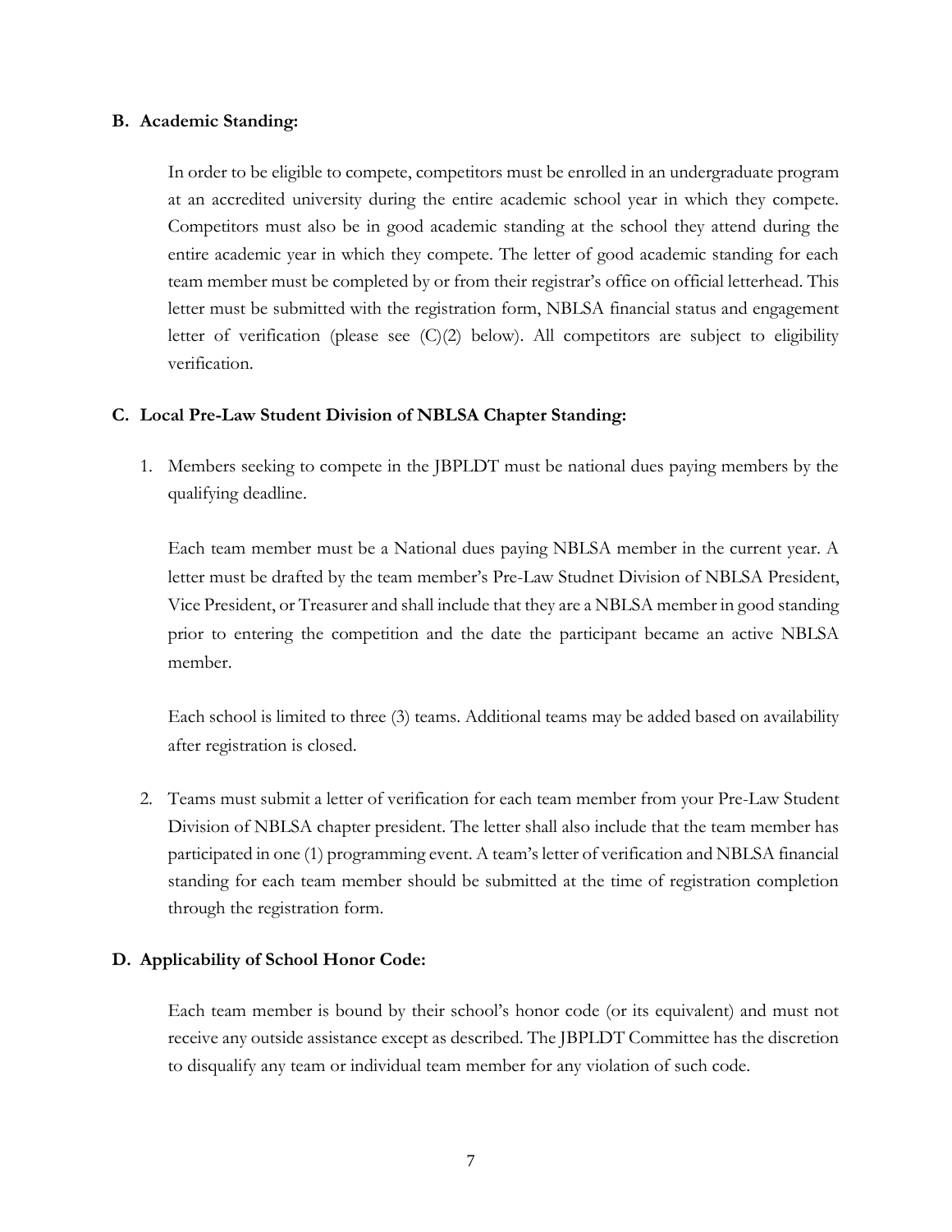**B. Academic Standing:**

In order to be eligible to compete, competitors must be enrolled in an undergraduate program at an accredited university during the entire academic school year in which they compete. Competitors must also be in good academic standing at the school they attend during the entire academic year in which they compete. The letter of good academic standing for each team member must be completed by or from their registrar's office on official letterhead. This letter must be submitted with the registration form, NBLSA financial status and engagement letter of verification (please see (C)(2) below). All competitors are subject to eligibility verification.

**C. Local Pre-Law Student Division of NBLSA Chapter Standing:**

1. Members seeking to compete in the JBPLDT must be national dues paying members by the qualifying deadline.

   Each team member must be a National dues paying NBLSA member in the current year. A letter must be drafted by the team member's Pre-Law Studnet Division of NBLSA President, Vice President, or Treasurer and shall include that they are a NBLSA member in good standing prior to entering the competition and the date the participant became an active NBLSA member.

   Each school is limited to three (3) teams. Additional teams may be added based on availability after registration is closed.

2. Teams must submit a letter of verification for each team member from your Pre-Law Student Division of NBLSA chapter president. The letter shall also include that the team member has participated in one (1) programming event. A team's letter of verification and NBLSA financial standing for each team member should be submitted at the time of registration completion through the registration form.

**D. Applicability of School Honor Code:**

Each team member is bound by their school's honor code (or its equivalent) and must not receive any outside assistance except as described. The JBPLDT Committee has the discretion to disqualify any team or individual team member for any violation of such code.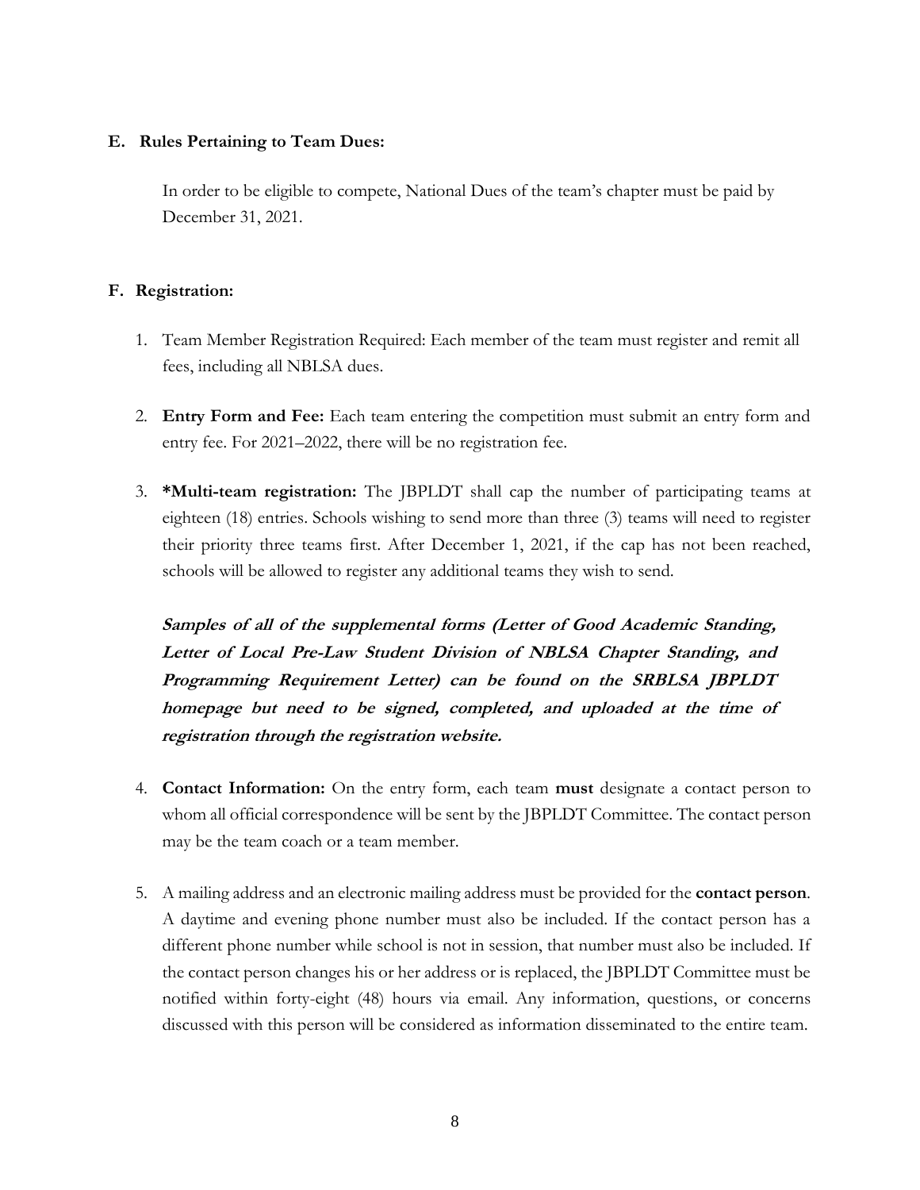**E. Rules Pertaining to Team Dues:**

In order to be eligible to compete, National Dues of the team's chapter must be paid by December 31, 2021.

**F. Registration:**

1. Team Member Registration Required: Each member of the team must register and remit all fees, including all NBLSA dues.

2. **Entry Form and Fee:** Each team entering the competition must submit an entry form and entry fee. For 2021–2022, there will be no registration fee.

3. ***Multi-team registration:** The JBPLDT shall cap the number of participating teams at eighteen (18) entries. Schools wishing to send more than three (3) teams will need to register their priority three teams first. After December 1, 2021, if the cap has not been reached, schools will be allowed to register any additional teams they wish to send.

   ***Samples of all of the supplemental forms (Letter of Good Academic Standing, Letter of Local Pre-Law Student Division of NBLSA Chapter Standing, and Programming Requirement Letter) can be found on the SRBLSA JBPLDT homepage but need to be signed, completed, and uploaded at the time of registration through the registration website.***

4. **Contact Information:** On the entry form, each team **must** designate a contact person to whom all official correspondence will be sent by the JBPLDT Committee. The contact person may be the team coach or a team member.

5. A mailing address and an electronic mailing address must be provided for the **contact person**. A daytime and evening phone number must also be included. If the contact person has a different phone number while school is not in session, that number must also be included. If the contact person changes his or her address or is replaced, the JBPLDT Committee must be notified within forty-eight (48) hours via email. Any information, questions, or concerns discussed with this person will be considered as information disseminated to the entire team.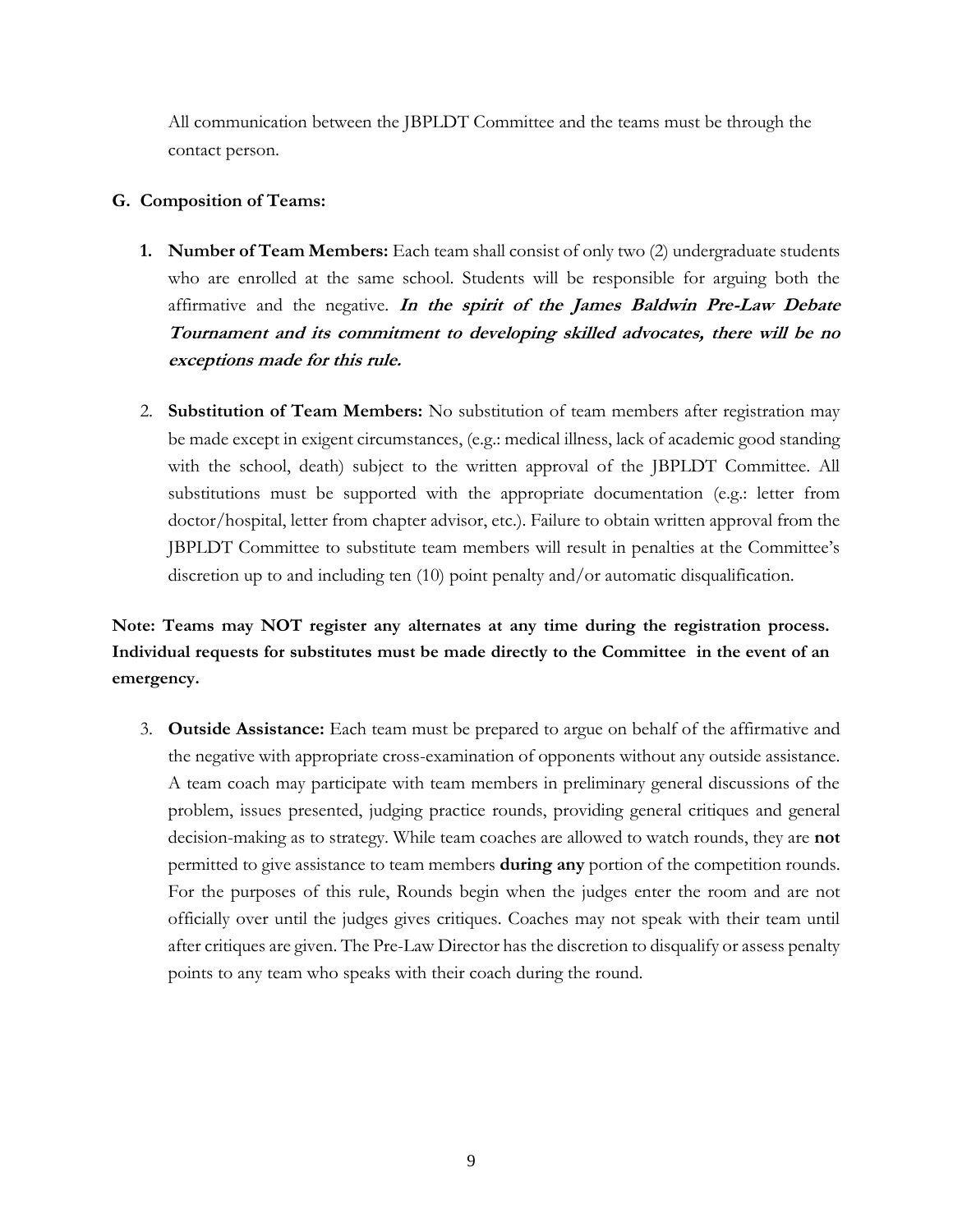All communication between the JBPLDT Committee and the teams must be through the contact person.

**G. Composition of Teams:**

1. **Number of Team Members:** Each team shall consist of only two (2) undergraduate students who are enrolled at the same school. Students will be responsible for arguing both the affirmative and the negative. ***In the spirit of the James Baldwin Pre-Law Debate Tournament and its commitment to developing skilled advocates, there will be no exceptions made for this rule.***

2. **Substitution of Team Members:** No substitution of team members after registration may be made except in exigent circumstances, (e.g.: medical illness, lack of academic good standing with the school, death) subject to the written approval of the JBPLDT Committee. All substitutions must be supported with the appropriate documentation (e.g.: letter from doctor/hospital, letter from chapter advisor, etc.). Failure to obtain written approval from the JBPLDT Committee to substitute team members will result in penalties at the Committee's discretion up to and including ten (10) point penalty and/or automatic disqualification.

**Note: Teams may NOT register any alternates at any time during the registration process. Individual requests for substitutes must be made directly to the Committee in the event of an emergency.**

3. **Outside Assistance:** Each team must be prepared to argue on behalf of the affirmative and the negative with appropriate cross-examination of opponents without any outside assistance. A team coach may participate with team members in preliminary general discussions of the problem, issues presented, judging practice rounds, providing general critiques and general decision-making as to strategy. While team coaches are allowed to watch rounds, they are **not** permitted to give assistance to team members **during any** portion of the competition rounds. For the purposes of this rule, Rounds begin when the judges enter the room and are not officially over until the judges gives critiques. Coaches may not speak with their team until after critiques are given. The Pre-Law Director has the discretion to disqualify or assess penalty points to any team who speaks with their coach during the round.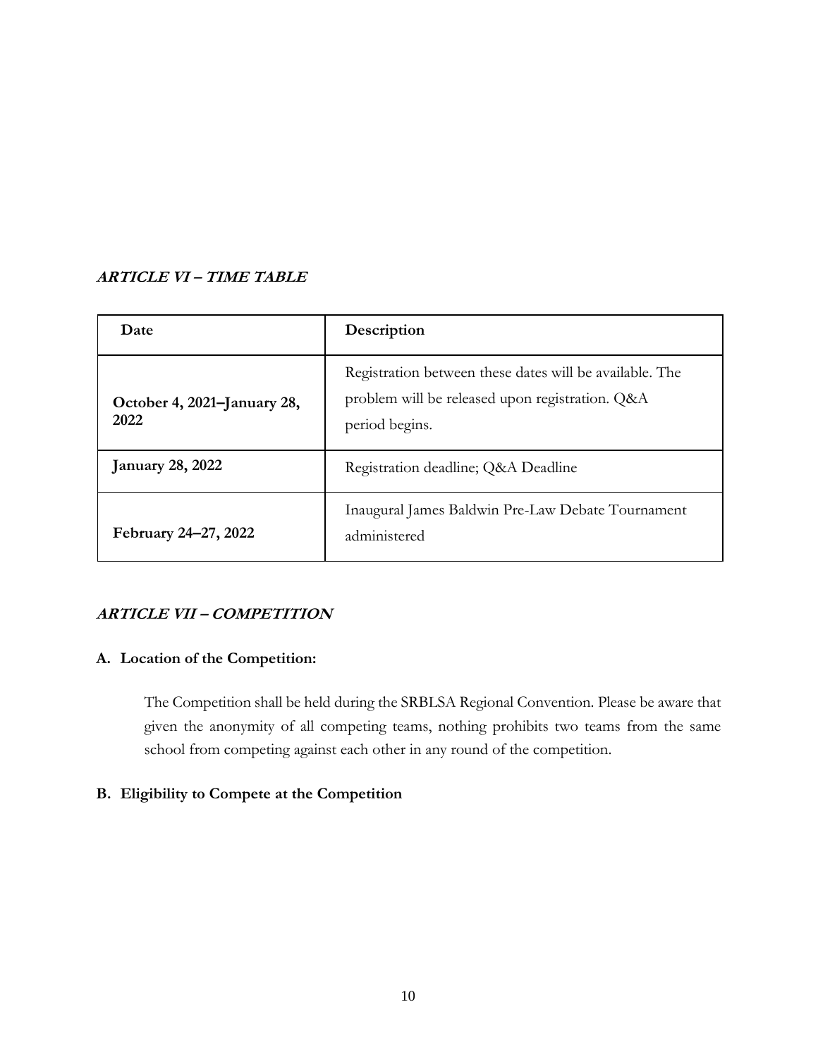## ***ARTICLE VI – TIME TABLE***

| Date | Description |
|---|---|
| **October 4, 2021–January 28, 2022** | Registration between these dates will be available. The problem will be released upon registration. Q&A period begins. |
| **January 28, 2022** | Registration deadline; Q&A Deadline |
| **February 24–27, 2022** | Inaugural James Baldwin Pre-Law Debate Tournament administered |

## ***ARTICLE VII – COMPETITION***

### A. Location of the Competition:

The Competition shall be held during the SRBLSA Regional Convention. Please be aware that given the anonymity of all competing teams, nothing prohibits two teams from the same school from competing against each other in any round of the competition.

### B. Eligibility to Compete at the Competition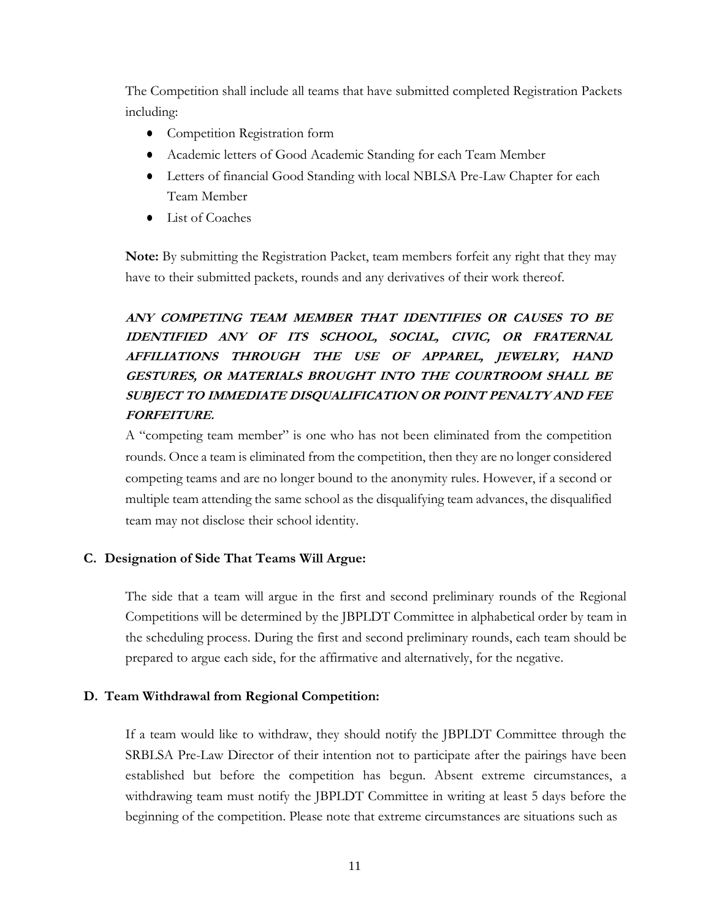The Competition shall include all teams that have submitted completed Registration Packets including:

- Competition Registration form
- Academic letters of Good Academic Standing for each Team Member
- Letters of financial Good Standing with local NBLSA Pre-Law Chapter for each Team Member
- List of Coaches

**Note:** By submitting the Registration Packet, team members forfeit any right that they may have to their submitted packets, rounds and any derivatives of their work thereof.

***ANY COMPETING TEAM MEMBER THAT IDENTIFIES OR CAUSES TO BE IDENTIFIED ANY OF ITS SCHOOL, SOCIAL, CIVIC, OR FRATERNAL AFFILIATIONS THROUGH THE USE OF APPAREL, JEWELRY, HAND GESTURES, OR MATERIALS BROUGHT INTO THE COURTROOM SHALL BE SUBJECT TO IMMEDIATE DISQUALIFICATION OR POINT PENALTY AND FEE FORFEITURE.***

A "competing team member" is one who has not been eliminated from the competition rounds. Once a team is eliminated from the competition, then they are no longer considered competing teams and are no longer bound to the anonymity rules. However, if a second or multiple team attending the same school as the disqualifying team advances, the disqualified team may not disclose their school identity.

### C. Designation of Side That Teams Will Argue:

The side that a team will argue in the first and second preliminary rounds of the Regional Competitions will be determined by the JBPLDT Committee in alphabetical order by team in the scheduling process. During the first and second preliminary rounds, each team should be prepared to argue each side, for the affirmative and alternatively, for the negative.

### D. Team Withdrawal from Regional Competition:

If a team would like to withdraw, they should notify the JBPLDT Committee through the SRBLSA Pre-Law Director of their intention not to participate after the pairings have been established but before the competition has begun. Absent extreme circumstances, a withdrawing team must notify the JBPLDT Committee in writing at least 5 days before the beginning of the competition. Please note that extreme circumstances are situations such as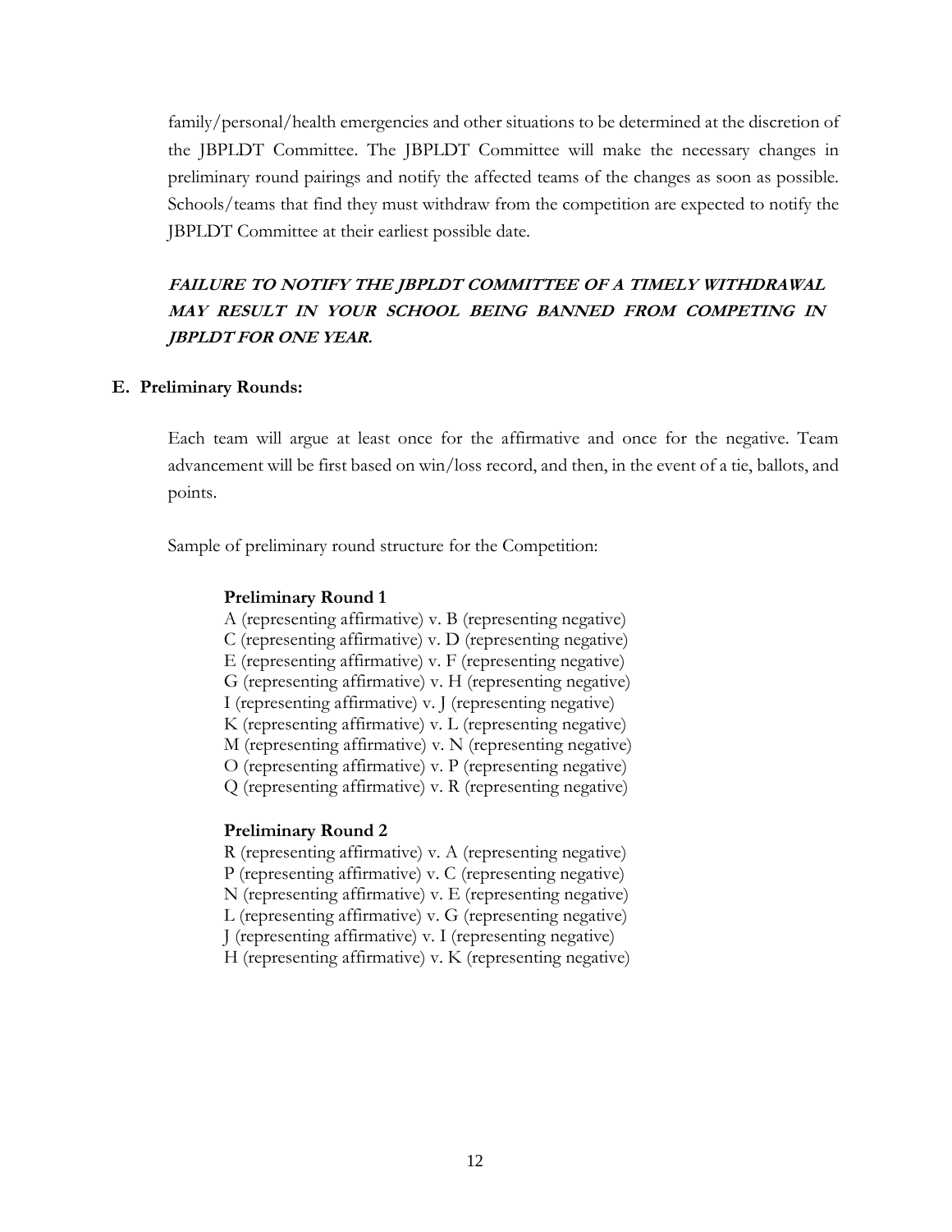family/personal/health emergencies and other situations to be determined at the discretion of the JBPLDT Committee. The JBPLDT Committee will make the necessary changes in preliminary round pairings and notify the affected teams of the changes as soon as possible. Schools/teams that find they must withdraw from the competition are expected to notify the JBPLDT Committee at their earliest possible date.

***FAILURE TO NOTIFY THE JBPLDT COMMITTEE OF A TIMELY WITHDRAWAL MAY RESULT IN YOUR SCHOOL BEING BANNED FROM COMPETING IN JBPLDT FOR ONE YEAR.***

**E. Preliminary Rounds:**

Each team will argue at least once for the affirmative and once for the negative. Team advancement will be first based on win/loss record, and then, in the event of a tie, ballots, and points.

Sample of preliminary round structure for the Competition:

**Preliminary Round 1**

A (representing affirmative) v. B (representing negative)
C (representing affirmative) v. D (representing negative)
E (representing affirmative) v. F (representing negative)
G (representing affirmative) v. H (representing negative)
I (representing affirmative) v. J (representing negative)
K (representing affirmative) v. L (representing negative)
M (representing affirmative) v. N (representing negative)
O (representing affirmative) v. P (representing negative)
Q (representing affirmative) v. R (representing negative)

**Preliminary Round 2**

R (representing affirmative) v. A (representing negative)
P (representing affirmative) v. C (representing negative)
N (representing affirmative) v. E (representing negative)
L (representing affirmative) v. G (representing negative)
J (representing affirmative) v. I (representing negative)
H (representing affirmative) v. K (representing negative)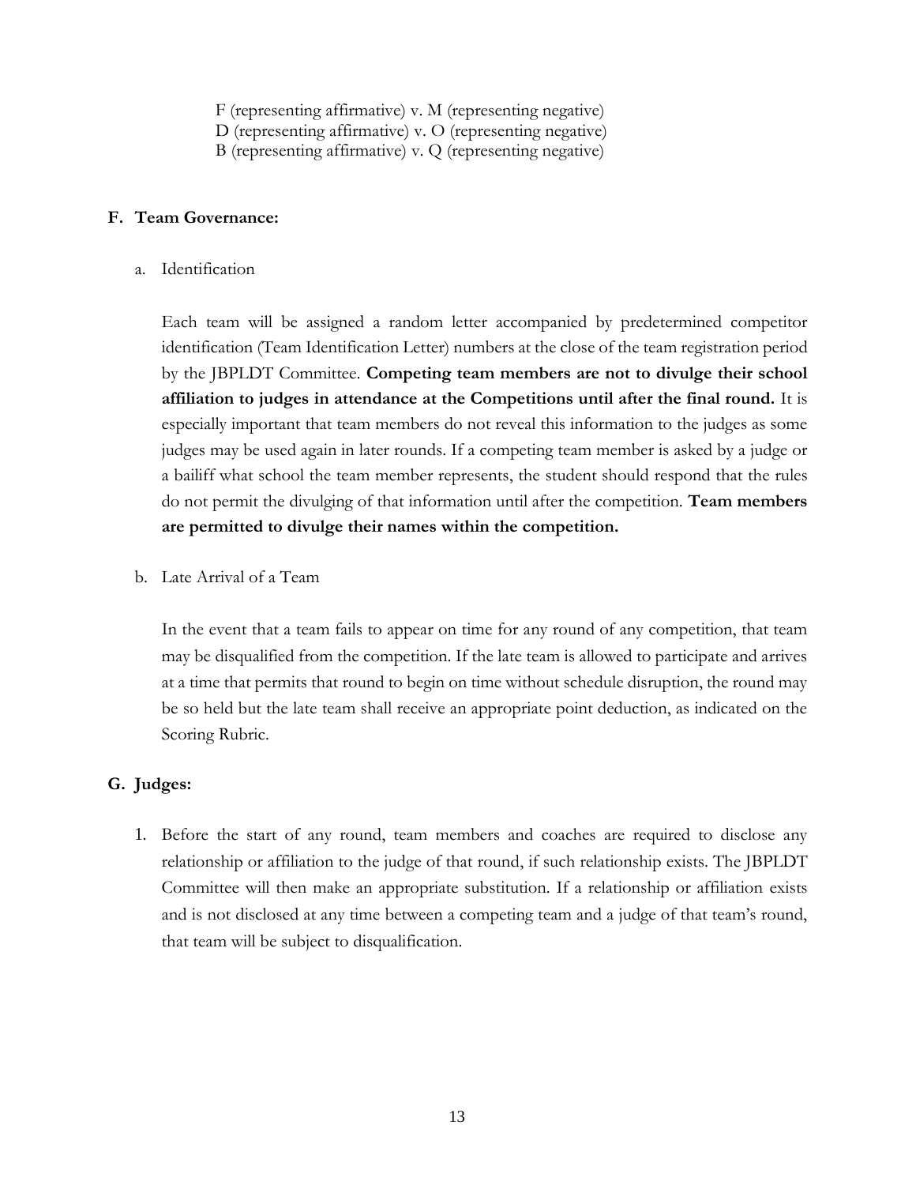F (representing affirmative) v. M (representing negative)
D (representing affirmative) v. O (representing negative)
B (representing affirmative) v. Q (representing negative)

### F. Team Governance:

a. Identification

Each team will be assigned a random letter accompanied by predetermined competitor identification (Team Identification Letter) numbers at the close of the team registration period by the JBPLDT Committee. **Competing team members are not to divulge their school affiliation to judges in attendance at the Competitions until after the final round.** It is especially important that team members do not reveal this information to the judges as some judges may be used again in later rounds. If a competing team member is asked by a judge or a bailiff what school the team member represents, the student should respond that the rules do not permit the divulging of that information until after the competition. **Team members are permitted to divulge their names within the competition.**

b. Late Arrival of a Team

In the event that a team fails to appear on time for any round of any competition, that team may be disqualified from the competition. If the late team is allowed to participate and arrives at a time that permits that round to begin on time without schedule disruption, the round may be so held but the late team shall receive an appropriate point deduction, as indicated on the Scoring Rubric.

### G. Judges:

1. Before the start of any round, team members and coaches are required to disclose any relationship or affiliation to the judge of that round, if such relationship exists. The JBPLDT Committee will then make an appropriate substitution. If a relationship or affiliation exists and is not disclosed at any time between a competing team and a judge of that team's round, that team will be subject to disqualification.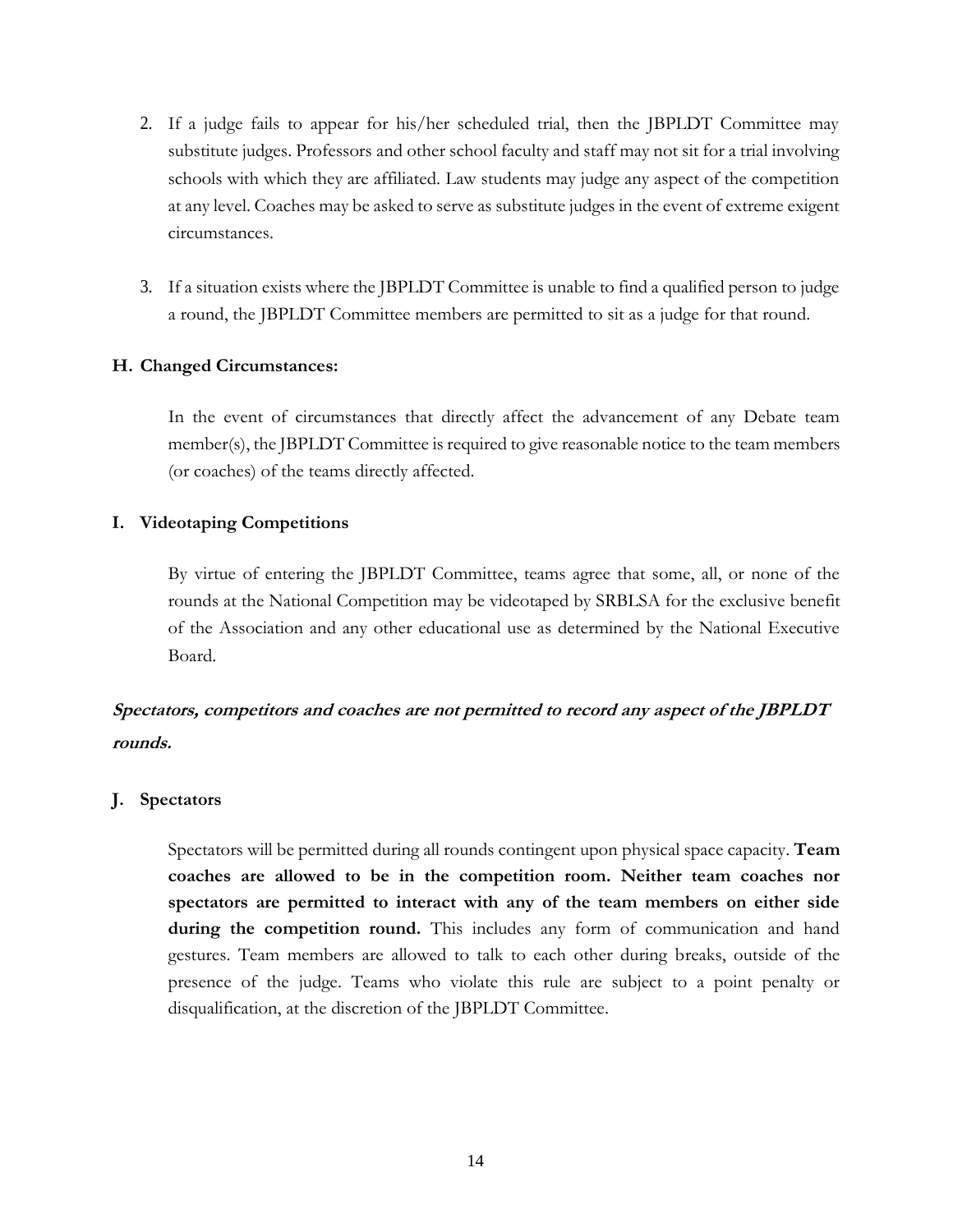2. If a judge fails to appear for his/her scheduled trial, then the JBPLDT Committee may substitute judges. Professors and other school faculty and staff may not sit for a trial involving schools with which they are affiliated. Law students may judge any aspect of the competition at any level. Coaches may be asked to serve as substitute judges in the event of extreme exigent circumstances.

3. If a situation exists where the JBPLDT Committee is unable to find a qualified person to judge a round, the JBPLDT Committee members are permitted to sit as a judge for that round.

### H. Changed Circumstances:

In the event of circumstances that directly affect the advancement of any Debate team member(s), the JBPLDT Committee is required to give reasonable notice to the team members (or coaches) of the teams directly affected.

### I. Videotaping Competitions

By virtue of entering the JBPLDT Committee, teams agree that some, all, or none of the rounds at the National Competition may be videotaped by SRBLSA for the exclusive benefit of the Association and any other educational use as determined by the National Executive Board.

***Spectators, competitors and coaches are not permitted to record any aspect of the JBPLDT rounds.***

### J. Spectators

Spectators will be permitted during all rounds contingent upon physical space capacity. **Team coaches are allowed to be in the competition room. Neither team coaches nor spectators are permitted to interact with any of the team members on either side during the competition round.** This includes any form of communication and hand gestures. Team members are allowed to talk to each other during breaks, outside of the presence of the judge. Teams who violate this rule are subject to a point penalty or disqualification, at the discretion of the JBPLDT Committee.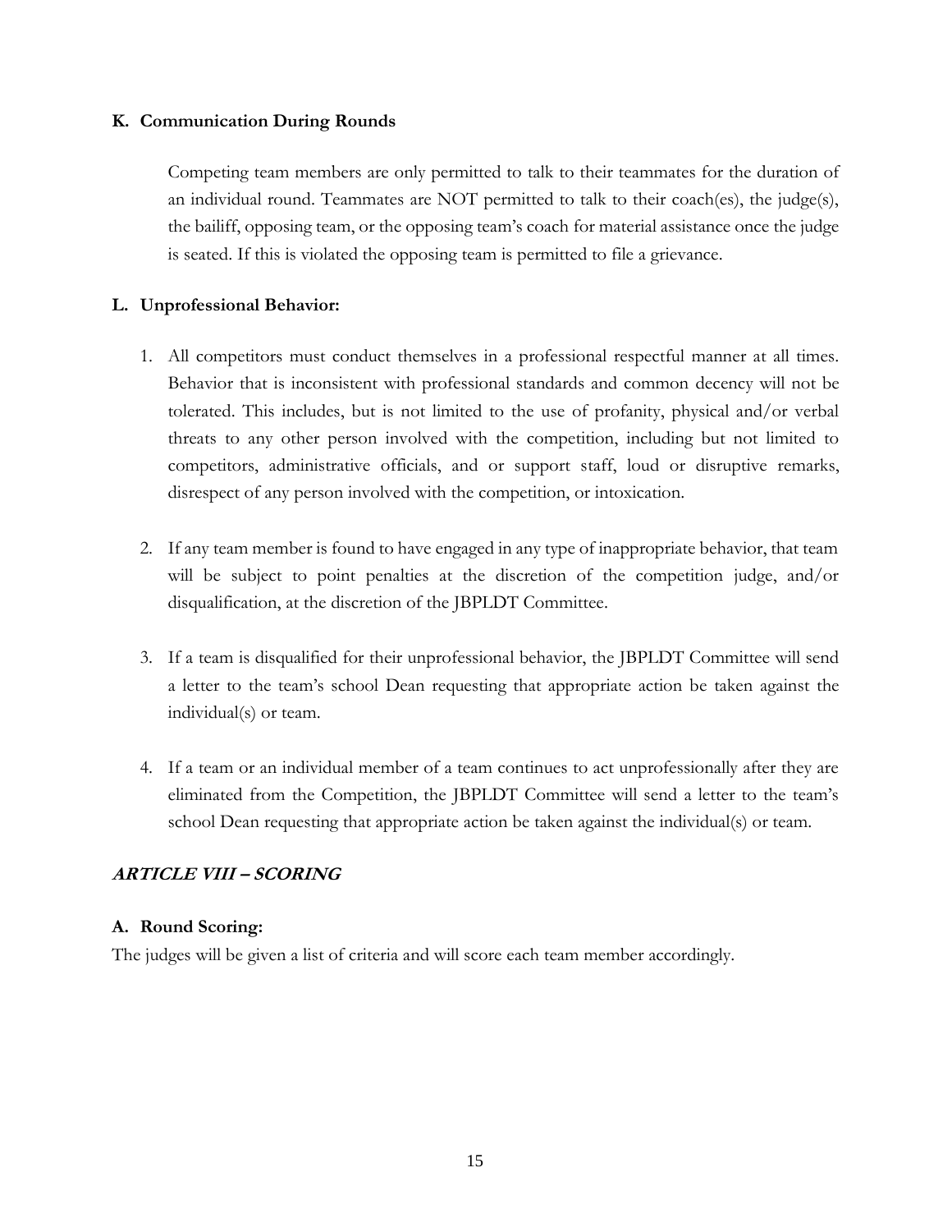### K. Communication During Rounds

Competing team members are only permitted to talk to their teammates for the duration of an individual round. Teammates are NOT permitted to talk to their coach(es), the judge(s), the bailiff, opposing team, or the opposing team's coach for material assistance once the judge is seated. If this is violated the opposing team is permitted to file a grievance.

### L. Unprofessional Behavior:

1. All competitors must conduct themselves in a professional respectful manner at all times. Behavior that is inconsistent with professional standards and common decency will not be tolerated. This includes, but is not limited to the use of profanity, physical and/or verbal threats to any other person involved with the competition, including but not limited to competitors, administrative officials, and or support staff, loud or disruptive remarks, disrespect of any person involved with the competition, or intoxication.

2. If any team member is found to have engaged in any type of inappropriate behavior, that team will be subject to point penalties at the discretion of the competition judge, and/or disqualification, at the discretion of the JBPLDT Committee.

3. If a team is disqualified for their unprofessional behavior, the JBPLDT Committee will send a letter to the team's school Dean requesting that appropriate action be taken against the individual(s) or team.

4. If a team or an individual member of a team continues to act unprofessionally after they are eliminated from the Competition, the JBPLDT Committee will send a letter to the team's school Dean requesting that appropriate action be taken against the individual(s) or team.

## *ARTICLE VIII – SCORING*

### A. Round Scoring:

The judges will be given a list of criteria and will score each team member accordingly.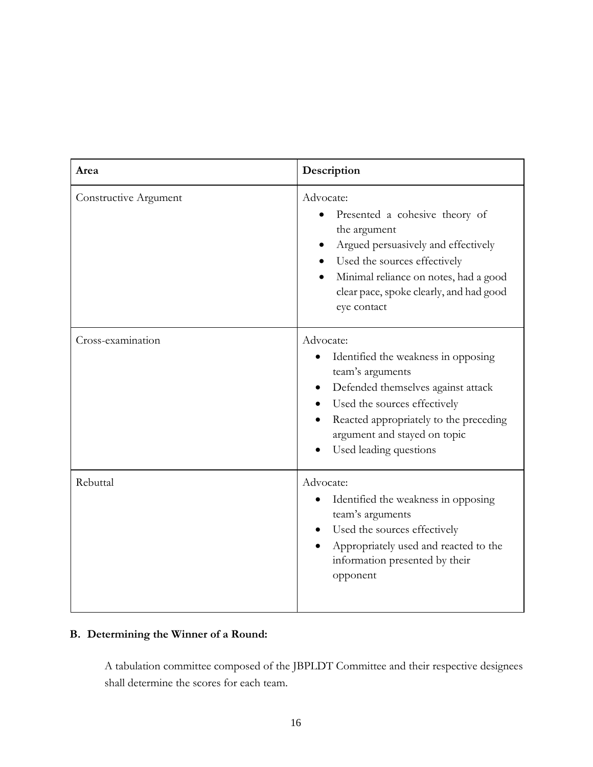| Area | Description |
| --- | --- |
| Constructive Argument | Advocate:<br>• Presented a cohesive theory of the argument<br>• Argued persuasively and effectively<br>• Used the sources effectively<br>• Minimal reliance on notes, had a good clear pace, spoke clearly, and had good eye contact |
| Cross-examination | Advocate:<br>• Identified the weakness in opposing team's arguments<br>• Defended themselves against attack<br>• Used the sources effectively<br>• Reacted appropriately to the preceding argument and stayed on topic<br>• Used leading questions |
| Rebuttal | Advocate:<br>• Identified the weakness in opposing team's arguments<br>• Used the sources effectively<br>• Appropriately used and reacted to the information presented by their opponent |

**B. Determining the Winner of a Round:**

A tabulation committee composed of the JBPLDT Committee and their respective designees shall determine the scores for each team.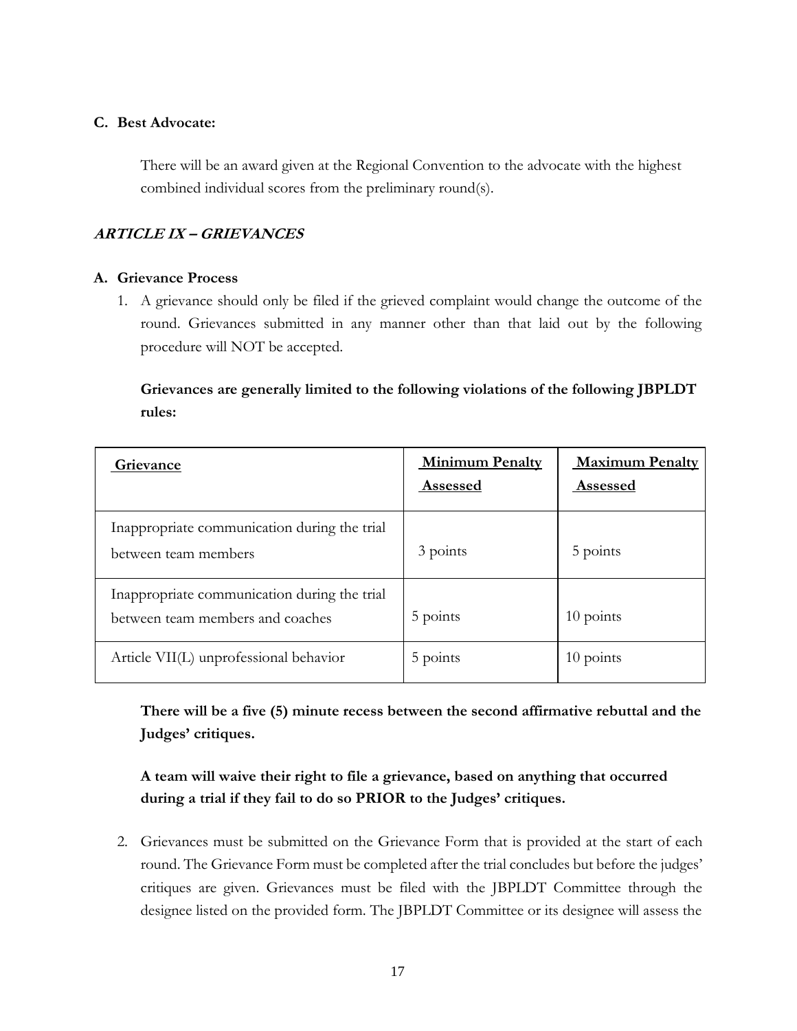**C. Best Advocate:**

There will be an award given at the Regional Convention to the advocate with the highest combined individual scores from the preliminary round(s).

## ***ARTICLE IX – GRIEVANCES***

**A. Grievance Process**

1. A grievance should only be filed if the grieved complaint would change the outcome of the round. Grievances submitted in any manner other than that laid out by the following procedure will NOT be accepted.

   **Grievances are generally limited to the following violations of the following JBPLDT rules:**

| Grievance | Minimum Penalty Assessed | Maximum Penalty Assessed |
|---|---|---|
| Inappropriate communication during the trial between team members | 3 points | 5 points |
| Inappropriate communication during the trial between team members and coaches | 5 points | 10 points |
| Article VII(L) unprofessional behavior | 5 points | 10 points |

   **There will be a five (5) minute recess between the second affirmative rebuttal and the Judges' critiques.**

   **A team will waive their right to file a grievance, based on anything that occurred during a trial if they fail to do so PRIOR to the Judges' critiques.**

2. Grievances must be submitted on the Grievance Form that is provided at the start of each round. The Grievance Form must be completed after the trial concludes but before the judges' critiques are given. Grievances must be filed with the JBPLDT Committee through the designee listed on the provided form. The JBPLDT Committee or its designee will assess the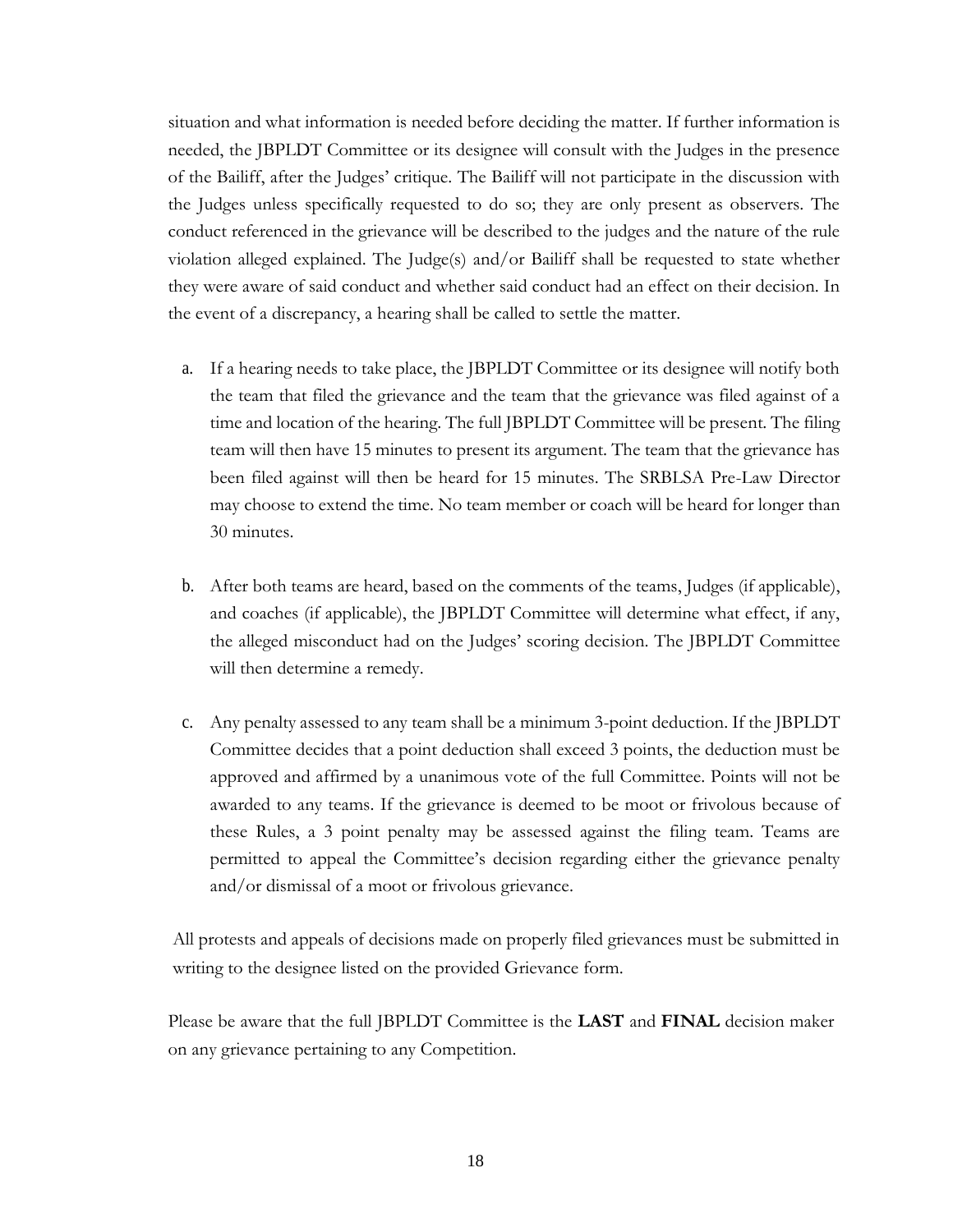situation and what information is needed before deciding the matter. If further information is needed, the JBPLDT Committee or its designee will consult with the Judges in the presence of the Bailiff, after the Judges' critique. The Bailiff will not participate in the discussion with the Judges unless specifically requested to do so; they are only present as observers. The conduct referenced in the grievance will be described to the judges and the nature of the rule violation alleged explained. The Judge(s) and/or Bailiff shall be requested to state whether they were aware of said conduct and whether said conduct had an effect on their decision. In the event of a discrepancy, a hearing shall be called to settle the matter.

a. If a hearing needs to take place, the JBPLDT Committee or its designee will notify both the team that filed the grievance and the team that the grievance was filed against of a time and location of the hearing. The full JBPLDT Committee will be present. The filing team will then have 15 minutes to present its argument. The team that the grievance has been filed against will then be heard for 15 minutes. The SRBLSA Pre-Law Director may choose to extend the time. No team member or coach will be heard for longer than 30 minutes.

b. After both teams are heard, based on the comments of the teams, Judges (if applicable), and coaches (if applicable), the JBPLDT Committee will determine what effect, if any, the alleged misconduct had on the Judges' scoring decision. The JBPLDT Committee will then determine a remedy.

c. Any penalty assessed to any team shall be a minimum 3-point deduction. If the JBPLDT Committee decides that a point deduction shall exceed 3 points, the deduction must be approved and affirmed by a unanimous vote of the full Committee. Points will not be awarded to any teams. If the grievance is deemed to be moot or frivolous because of these Rules, a 3 point penalty may be assessed against the filing team. Teams are permitted to appeal the Committee's decision regarding either the grievance penalty and/or dismissal of a moot or frivolous grievance.

All protests and appeals of decisions made on properly filed grievances must be submitted in writing to the designee listed on the provided Grievance form.

Please be aware that the full JBPLDT Committee is the **LAST** and **FINAL** decision maker on any grievance pertaining to any Competition.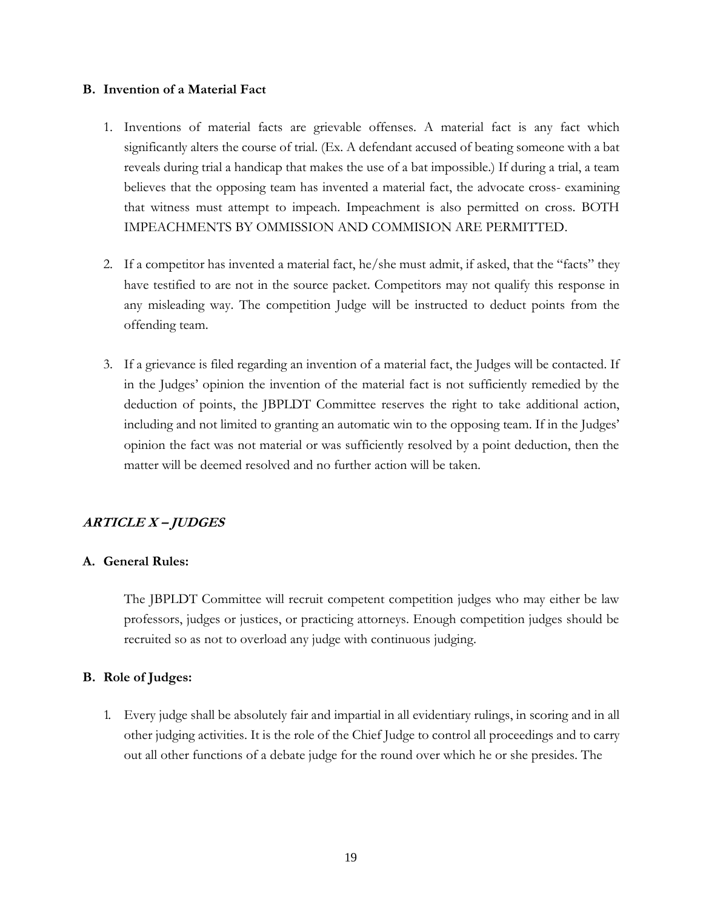**B. Invention of a Material Fact**

1. Inventions of material facts are grievable offenses. A material fact is any fact which significantly alters the course of trial. (Ex. A defendant accused of beating someone with a bat reveals during trial a handicap that makes the use of a bat impossible.) If during a trial, a team believes that the opposing team has invented a material fact, the advocate cross- examining that witness must attempt to impeach. Impeachment is also permitted on cross. BOTH IMPEACHMENTS BY OMMISSION AND COMMISION ARE PERMITTED.

2. If a competitor has invented a material fact, he/she must admit, if asked, that the "facts" they have testified to are not in the source packet. Competitors may not qualify this response in any misleading way. The competition Judge will be instructed to deduct points from the offending team.

3. If a grievance is filed regarding an invention of a material fact, the Judges will be contacted. If in the Judges' opinion the invention of the material fact is not sufficiently remedied by the deduction of points, the JBPLDT Committee reserves the right to take additional action, including and not limited to granting an automatic win to the opposing team. If in the Judges' opinion the fact was not material or was sufficiently resolved by a point deduction, then the matter will be deemed resolved and no further action will be taken.

## *ARTICLE X – JUDGES*

**A. General Rules:**

The JBPLDT Committee will recruit competent competition judges who may either be law professors, judges or justices, or practicing attorneys. Enough competition judges should be recruited so as not to overload any judge with continuous judging.

**B. Role of Judges:**

1. Every judge shall be absolutely fair and impartial in all evidentiary rulings, in scoring and in all other judging activities. It is the role of the Chief Judge to control all proceedings and to carry out all other functions of a debate judge for the round over which he or she presides. The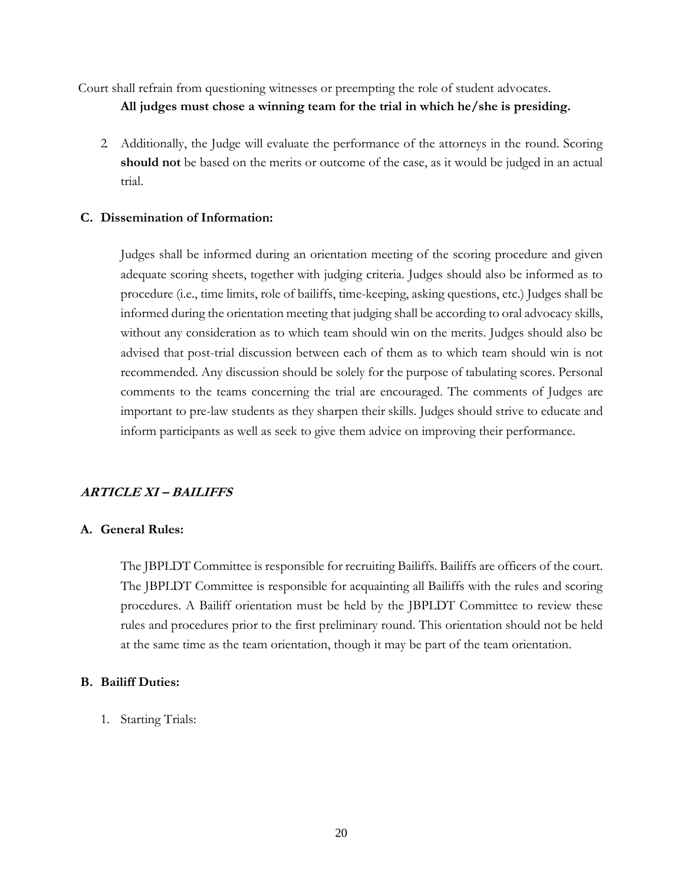Court shall refrain from questioning witnesses or preempting the role of student advocates.

**All judges must chose a winning team for the trial in which he/she is presiding.**

2. Additionally, the Judge will evaluate the performance of the attorneys in the round. Scoring **should not** be based on the merits or outcome of the case, as it would be judged in an actual trial.

### C. Dissemination of Information:

Judges shall be informed during an orientation meeting of the scoring procedure and given adequate scoring sheets, together with judging criteria. Judges should also be informed as to procedure (i.e., time limits, role of bailiffs, time-keeping, asking questions, etc.) Judges shall be informed during the orientation meeting that judging shall be according to oral advocacy skills, without any consideration as to which team should win on the merits. Judges should also be advised that post-trial discussion between each of them as to which team should win is not recommended. Any discussion should be solely for the purpose of tabulating scores. Personal comments to the teams concerning the trial are encouraged. The comments of Judges are important to pre-law students as they sharpen their skills. Judges should strive to educate and inform participants as well as seek to give them advice on improving their performance.

## ***ARTICLE XI – BAILIFFS***

### A. General Rules:

The JBPLDT Committee is responsible for recruiting Bailiffs. Bailiffs are officers of the court. The JBPLDT Committee is responsible for acquainting all Bailiffs with the rules and scoring procedures. A Bailiff orientation must be held by the JBPLDT Committee to review these rules and procedures prior to the first preliminary round. This orientation should not be held at the same time as the team orientation, though it may be part of the team orientation.

### B. Bailiff Duties:

1. Starting Trials: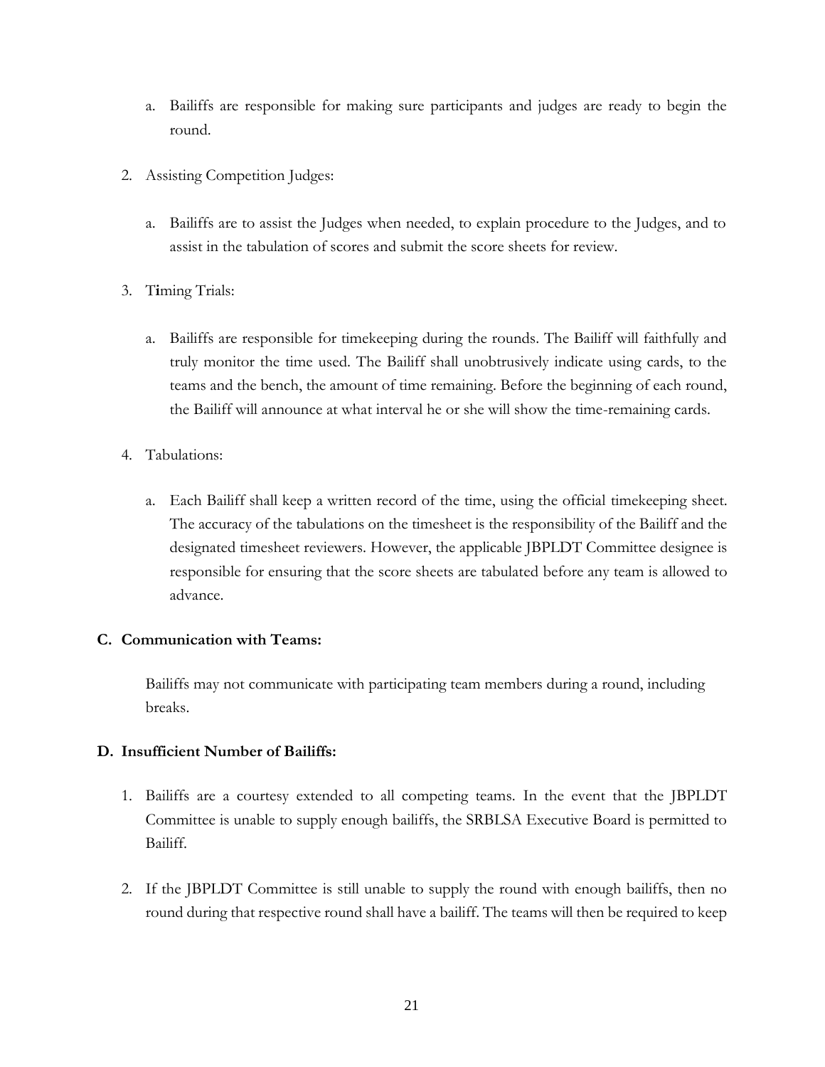a. Bailiffs are responsible for making sure participants and judges are ready to begin the round.

2. Assisting Competition Judges:

   a. Bailiffs are to assist the Judges when needed, to explain procedure to the Judges, and to assist in the tabulation of scores and submit the score sheets for review.

3. Timing Trials:

   a. Bailiffs are responsible for timekeeping during the rounds. The Bailiff will faithfully and truly monitor the time used. The Bailiff shall unobtrusively indicate using cards, to the teams and the bench, the amount of time remaining. Before the beginning of each round, the Bailiff will announce at what interval he or she will show the time-remaining cards.

4. Tabulations:

   a. Each Bailiff shall keep a written record of the time, using the official timekeeping sheet. The accuracy of the tabulations on the timesheet is the responsibility of the Bailiff and the designated timesheet reviewers. However, the applicable JBPLDT Committee designee is responsible for ensuring that the score sheets are tabulated before any team is allowed to advance.

**C. Communication with Teams:**

Bailiffs may not communicate with participating team members during a round, including breaks.

**D. Insufficient Number of Bailiffs:**

1. Bailiffs are a courtesy extended to all competing teams. In the event that the JBPLDT Committee is unable to supply enough bailiffs, the SRBLSA Executive Board is permitted to Bailiff.

2. If the JBPLDT Committee is still unable to supply the round with enough bailiffs, then no round during that respective round shall have a bailiff. The teams will then be required to keep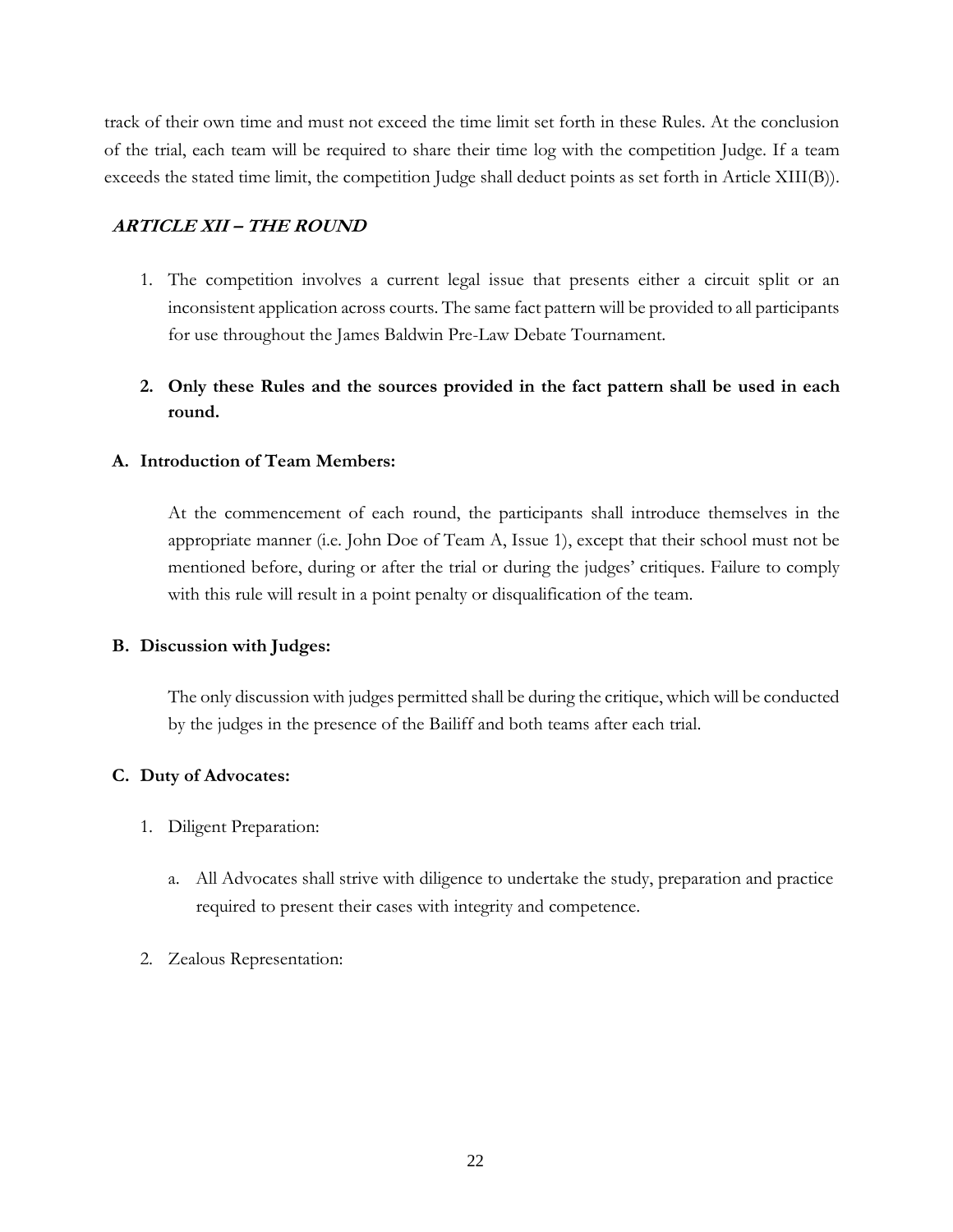track of their own time and must not exceed the time limit set forth in these Rules. At the conclusion of the trial, each team will be required to share their time log with the competition Judge. If a team exceeds the stated time limit, the competition Judge shall deduct points as set forth in Article XIII(B)).

## ***ARTICLE XII – THE ROUND***

1. The competition involves a current legal issue that presents either a circuit split or an inconsistent application across courts. The same fact pattern will be provided to all participants for use throughout the James Baldwin Pre-Law Debate Tournament.

2. **Only these Rules and the sources provided in the fact pattern shall be used in each round.**

### **A. Introduction of Team Members:**

At the commencement of each round, the participants shall introduce themselves in the appropriate manner (i.e. John Doe of Team A, Issue 1), except that their school must not be mentioned before, during or after the trial or during the judges' critiques. Failure to comply with this rule will result in a point penalty or disqualification of the team.

### **B. Discussion with Judges:**

The only discussion with judges permitted shall be during the critique, which will be conducted by the judges in the presence of the Bailiff and both teams after each trial.

### **C. Duty of Advocates:**

1. Diligent Preparation:

   a. All Advocates shall strive with diligence to undertake the study, preparation and practice required to present their cases with integrity and competence.

2. Zealous Representation: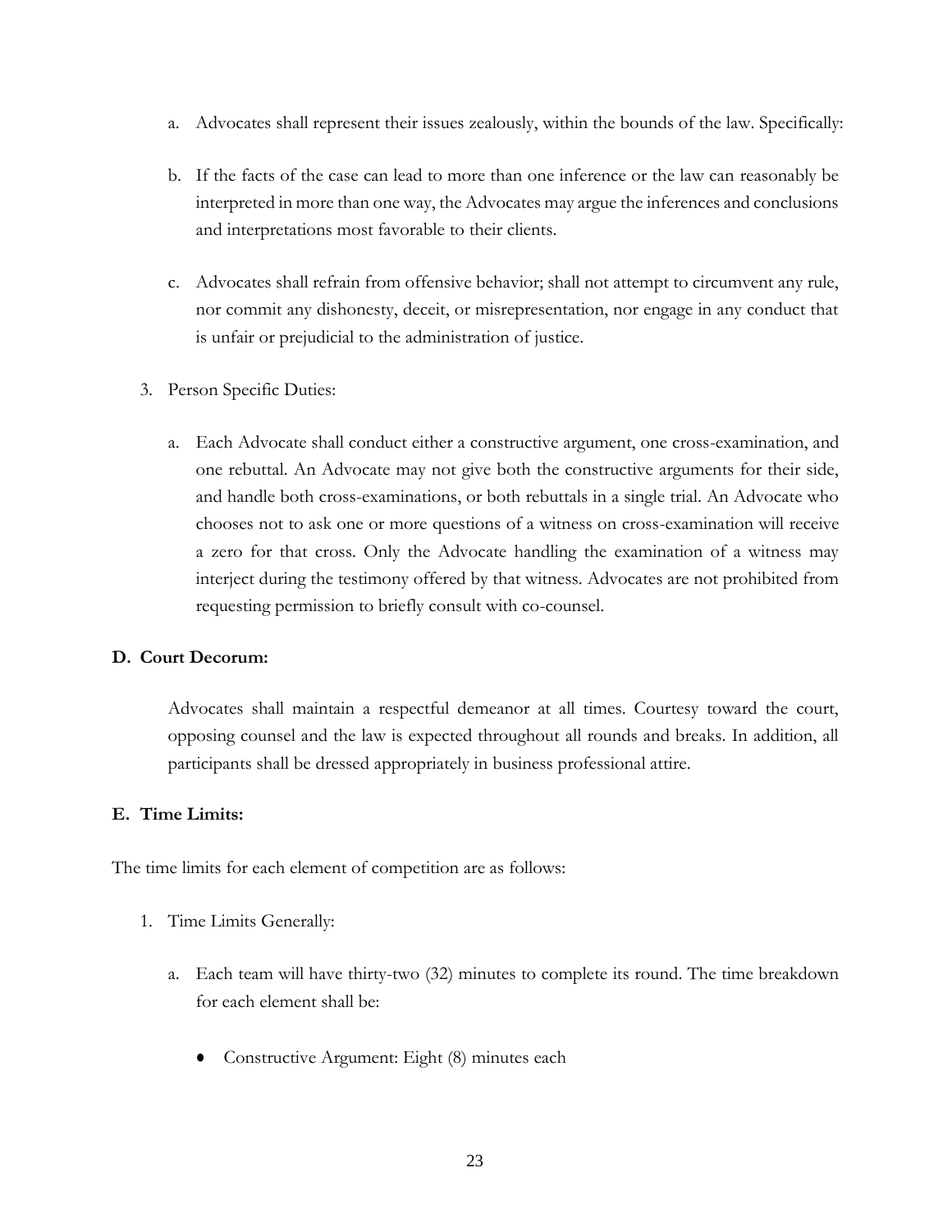a. Advocates shall represent their issues zealously, within the bounds of the law. Specifically:

b. If the facts of the case can lead to more than one inference or the law can reasonably be interpreted in more than one way, the Advocates may argue the inferences and conclusions and interpretations most favorable to their clients.

c. Advocates shall refrain from offensive behavior; shall not attempt to circumvent any rule, nor commit any dishonesty, deceit, or misrepresentation, nor engage in any conduct that is unfair or prejudicial to the administration of justice.

3. Person Specific Duties:

   a. Each Advocate shall conduct either a constructive argument, one cross-examination, and one rebuttal. An Advocate may not give both the constructive arguments for their side, and handle both cross-examinations, or both rebuttals in a single trial. An Advocate who chooses not to ask one or more questions of a witness on cross-examination will receive a zero for that cross. Only the Advocate handling the examination of a witness may interject during the testimony offered by that witness. Advocates are not prohibited from requesting permission to briefly consult with co-counsel.

**D. Court Decorum:**

Advocates shall maintain a respectful demeanor at all times. Courtesy toward the court, opposing counsel and the law is expected throughout all rounds and breaks. In addition, all participants shall be dressed appropriately in business professional attire.

**E. Time Limits:**

The time limits for each element of competition are as follows:

1. Time Limits Generally:

   a. Each team will have thirty-two (32) minutes to complete its round. The time breakdown for each element shall be:

      - Constructive Argument: Eight (8) minutes each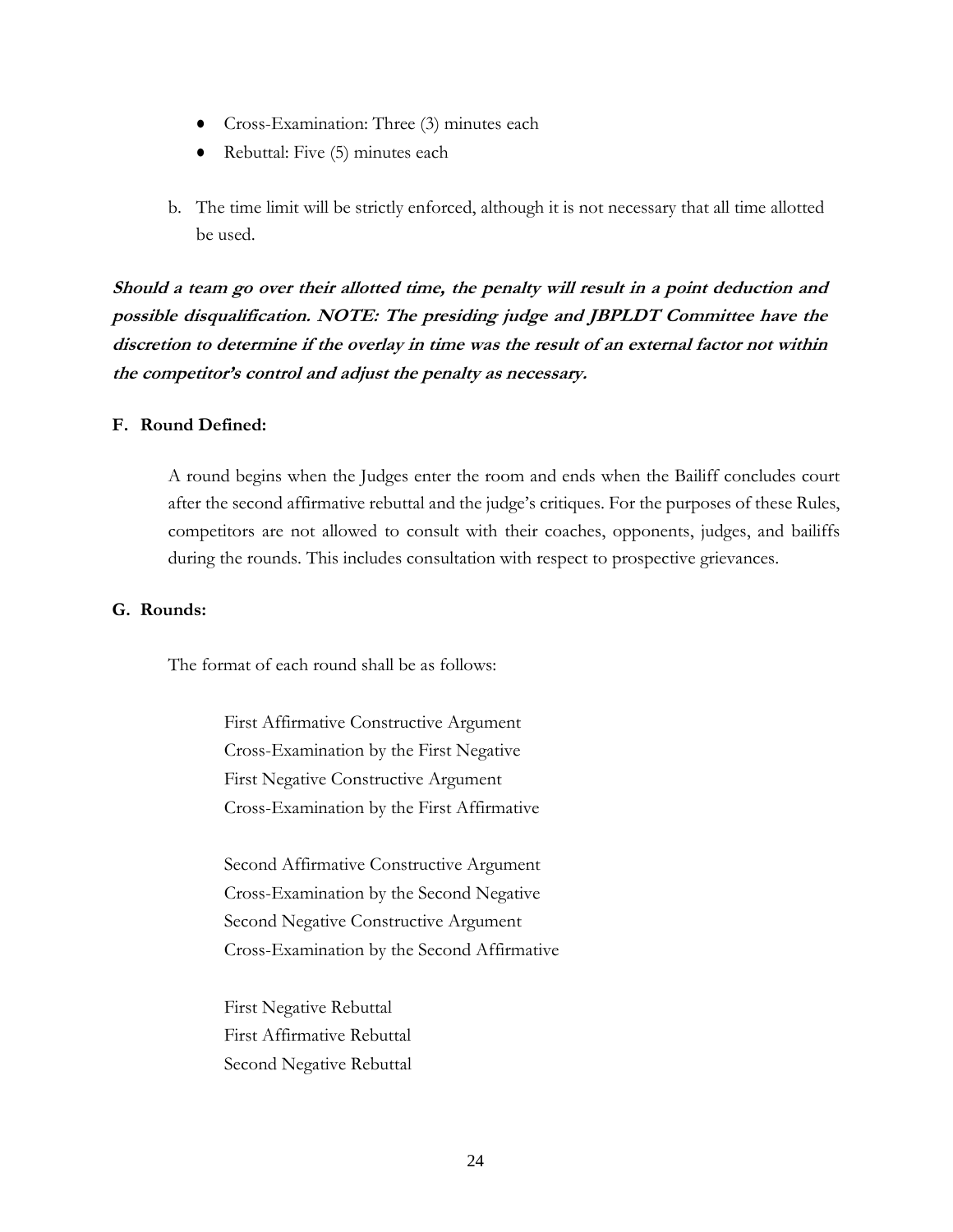- Cross-Examination: Three (3) minutes each
- Rebuttal: Five (5) minutes each

b. The time limit will be strictly enforced, although it is not necessary that all time allotted be used.

***Should a team go over their allotted time, the penalty will result in a point deduction and possible disqualification. NOTE: The presiding judge and JBPLDT Committee have the discretion to determine if the overlay in time was the result of an external factor not within the competitor's control and adjust the penalty as necessary.***

### F. Round Defined:

A round begins when the Judges enter the room and ends when the Bailiff concludes court after the second affirmative rebuttal and the judge's critiques. For the purposes of these Rules, competitors are not allowed to consult with their coaches, opponents, judges, and bailiffs during the rounds. This includes consultation with respect to prospective grievances.

### G. Rounds:

The format of each round shall be as follows:

First Affirmative Constructive Argument
Cross-Examination by the First Negative
First Negative Constructive Argument
Cross-Examination by the First Affirmative

Second Affirmative Constructive Argument
Cross-Examination by the Second Negative
Second Negative Constructive Argument
Cross-Examination by the Second Affirmative

First Negative Rebuttal
First Affirmative Rebuttal
Second Negative Rebuttal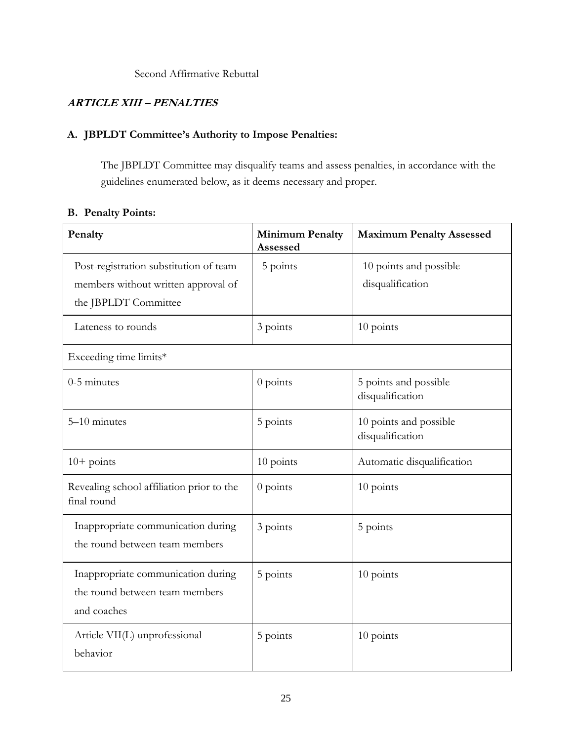Second Affirmative Rebuttal

***ARTICLE XIII – PENALTIES***

**A. JBPLDT Committee's Authority to Impose Penalties:**

The JBPLDT Committee may disqualify teams and assess penalties, in accordance with the guidelines enumerated below, as it deems necessary and proper.

**B. Penalty Points:**

| Penalty | Minimum Penalty Assessed | Maximum Penalty Assessed |
|---|---|---|
| Post-registration substitution of team members without written approval of the JBPLDT Committee | 5 points | 10 points and possible disqualification |
| Lateness to rounds | 3 points | 10 points |
| Exceeding time limits* | | |
| 0-5 minutes | 0 points | 5 points and possible disqualification |
| 5–10 minutes | 5 points | 10 points and possible disqualification |
| 10+ points | 10 points | Automatic disqualification |
| Revealing school affiliation prior to the final round | 0 points | 10 points |
| Inappropriate communication during the round between team members | 3 points | 5 points |
| Inappropriate communication during the round between team members and coaches | 5 points | 10 points |
| Article VII(L) unprofessional behavior | 5 points | 10 points |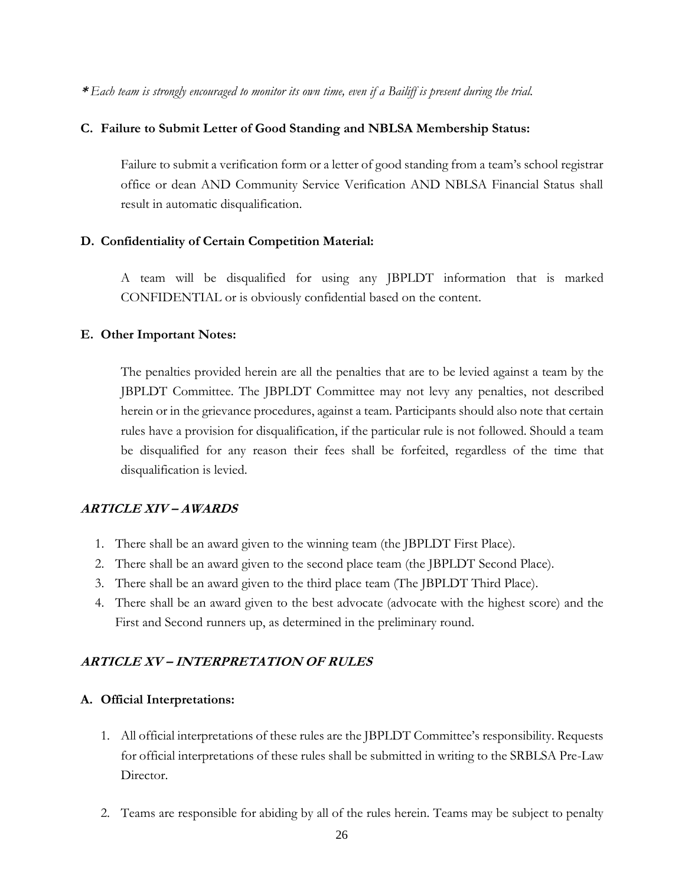*\* Each team is strongly encouraged to monitor its own time, even if a Bailiff is present during the trial.*

**C. Failure to Submit Letter of Good Standing and NBLSA Membership Status:**

Failure to submit a verification form or a letter of good standing from a team's school registrar office or dean AND Community Service Verification AND NBLSA Financial Status shall result in automatic disqualification.

**D. Confidentiality of Certain Competition Material:**

A team will be disqualified for using any JBPLDT information that is marked CONFIDENTIAL or is obviously confidential based on the content.

**E. Other Important Notes:**

The penalties provided herein are all the penalties that are to be levied against a team by the JBPLDT Committee. The JBPLDT Committee may not levy any penalties, not described herein or in the grievance procedures, against a team. Participants should also note that certain rules have a provision for disqualification, if the particular rule is not followed. Should a team be disqualified for any reason their fees shall be forfeited, regardless of the time that disqualification is levied.

## ***ARTICLE XIV – AWARDS***

1. There shall be an award given to the winning team (the JBPLDT First Place).
2. There shall be an award given to the second place team (the JBPLDT Second Place).
3. There shall be an award given to the third place team (The JBPLDT Third Place).
4. There shall be an award given to the best advocate (advocate with the highest score) and the First and Second runners up, as determined in the preliminary round.

## ***ARTICLE XV – INTERPRETATION OF RULES***

**A. Official Interpretations:**

1. All official interpretations of these rules are the JBPLDT Committee's responsibility. Requests for official interpretations of these rules shall be submitted in writing to the SRBLSA Pre-Law Director.

2. Teams are responsible for abiding by all of the rules herein. Teams may be subject to penalty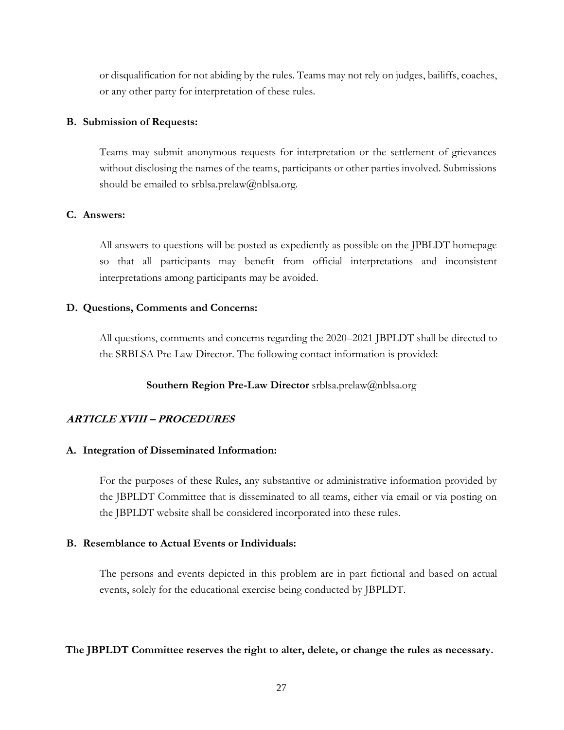or disqualification for not abiding by the rules. Teams may not rely on judges, bailiffs, coaches, or any other party for interpretation of these rules.

**B. Submission of Requests:**

Teams may submit anonymous requests for interpretation or the settlement of grievances without disclosing the names of the teams, participants or other parties involved. Submissions should be emailed to srblsa.prelaw@nblsa.org.

**C. Answers:**

All answers to questions will be posted as expediently as possible on the JPBLDT homepage so that all participants may benefit from official interpretations and inconsistent interpretations among participants may be avoided.

**D. Questions, Comments and Concerns:**

All questions, comments and concerns regarding the 2020–2021 JBPLDT shall be directed to the SRBLSA Pre-Law Director. The following contact information is provided:

**Southern Region Pre-Law Director** srblsa.prelaw@nblsa.org

## ***ARTICLE XVIII – PROCEDURES***

**A. Integration of Disseminated Information:**

For the purposes of these Rules, any substantive or administrative information provided by the JBPLDT Committee that is disseminated to all teams, either via email or via posting on the JBPLDT website shall be considered incorporated into these rules.

**B. Resemblance to Actual Events or Individuals:**

The persons and events depicted in this problem are in part fictional and based on actual events, solely for the educational exercise being conducted by JBPLDT.

**The JBPLDT Committee reserves the right to alter, delete, or change the rules as necessary.**